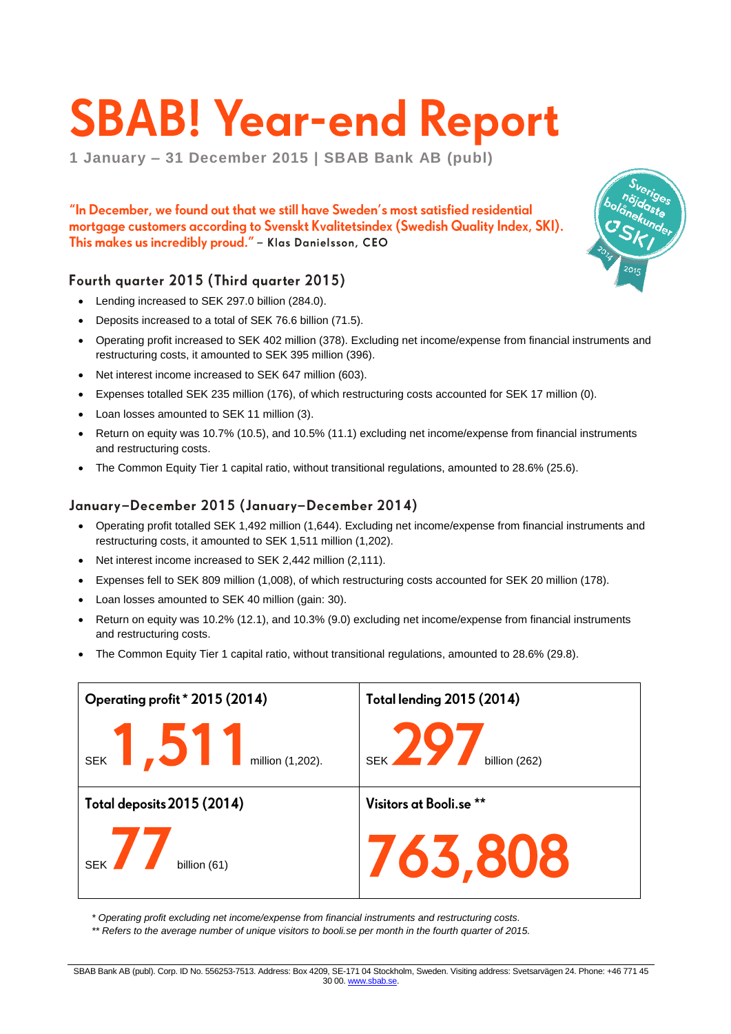# SBAB! Year-end Report

**1 January – 31 December 2015 | SBAB Bank AB (publ)**

*"In December, we found out that we still have Sweden's most satisfied residential mortgage customers according to Svenskt Kvalitetsindex (Swedish Quality Index, SKI). This makes us incredibly proud."* – Klas Danielsson, CEO

Sveriges nöjdaste bolånekunder SKI 2014 2015

## Fourth quarter 2015 (Third quarter 2015)

- Lending increased to SEK 297.0 billion (284.0).
- Deposits increased to a total of SEK 76.6 billion (71.5).
- Operating profit increased to SEK 402 million (378). Excluding net income/expense from financial instruments and restructuring costs, it amounted to SEK 395 million (396).
- Net interest income increased to SEK 647 million (603).
- Expenses totalled SEK 235 million (176), of which restructuring costs accounted for SEK 17 million (0).
- Loan losses amounted to SEK 11 million (3).
- Return on equity was 10.7% (10.5), and 10.5% (11.1) excluding net income/expense from financial instruments and restructuring costs.
- The Common Equity Tier 1 capital ratio, without transitional regulations, amounted to 28.6% (25.6).

## January–December 2015 (January–December 2014)

- Operating profit totalled SEK 1,492 million (1,644). Excluding net income/expense from financial instruments and restructuring costs, it amounted to SEK 1,511 million (1,202).
- Net interest income increased to SEK 2,442 million (2,111).
- Expenses fell to SEK 809 million (1,008), of which restructuring costs accounted for SEK 20 million (178).
- Loan losses amounted to SEK 40 million (gain: 30).
- Return on equity was 10.2% (12.1), and 10.3% (9.0) excluding net income/expense from financial instruments and restructuring costs.
- The Common Equity Tier 1 capital ratio, without transitional regulations, amounted to 28.6% (29.8).

| **Operating profit * 2015 (2014)** | **Total lending 2015 (2014)** |
|---|---|
| SEK **1,511** million (1,202). | SEK **297** billion (262) |
| **Total deposits 2015 (2014)** | **Visitors at Booli.se ** ** |
| SEK **77** billion (61) | **763,808** |

*\* Operating profit excluding net income/expense from financial instruments and restructuring costs.*

*\*\* Refers to the average number of unique visitors to booli.se per month in the fourth quarter of 2015.*

SBAB Bank AB (publ). Corp. ID No. 556253-7513. Address: Box 4209, SE-171 04 Stockholm, Sweden. Visiting address: Svetsarvägen 24. Phone: +46 771 45 30 00. www.sbab.se.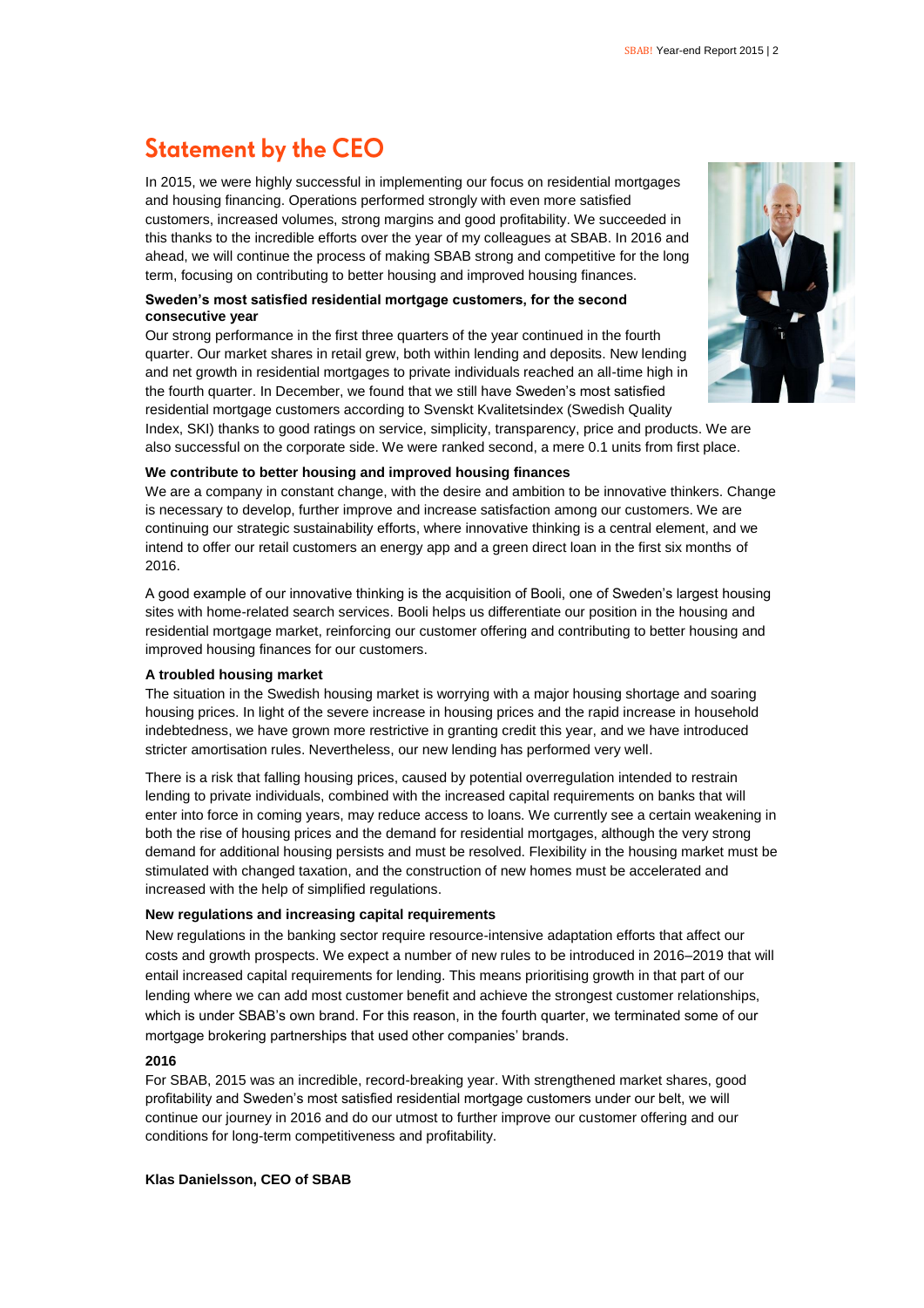# Statement by the CEO

In 2015, we were highly successful in implementing our focus on residential mortgages and housing financing. Operations performed strongly with even more satisfied customers, increased volumes, strong margins and good profitability. We succeeded in this thanks to the incredible efforts over the year of my colleagues at SBAB. In 2016 and ahead, we will continue the process of making SBAB strong and competitive for the long term, focusing on contributing to better housing and improved housing finances.

**Sweden's most satisfied residential mortgage customers, for the second consecutive year**

Our strong performance in the first three quarters of the year continued in the fourth quarter. Our market shares in retail grew, both within lending and deposits. New lending and net growth in residential mortgages to private individuals reached an all-time high in the fourth quarter. In December, we found that we still have Sweden's most satisfied residential mortgage customers according to Svenskt Kvalitetsindex (Swedish Quality Index, SKI) thanks to good ratings on service, simplicity, transparency, price and products. We are also successful on the corporate side. We were ranked second, a mere 0.1 units from first place.

**We contribute to better housing and improved housing finances**

We are a company in constant change, with the desire and ambition to be innovative thinkers. Change is necessary to develop, further improve and increase satisfaction among our customers. We are continuing our strategic sustainability efforts, where innovative thinking is a central element, and we intend to offer our retail customers an energy app and a green direct loan in the first six months of 2016.

A good example of our innovative thinking is the acquisition of Booli, one of Sweden's largest housing sites with home-related search services. Booli helps us differentiate our position in the housing and residential mortgage market, reinforcing our customer offering and contributing to better housing and improved housing finances for our customers.

**A troubled housing market**

The situation in the Swedish housing market is worrying with a major housing shortage and soaring housing prices. In light of the severe increase in housing prices and the rapid increase in household indebtedness, we have grown more restrictive in granting credit this year, and we have introduced stricter amortisation rules. Nevertheless, our new lending has performed very well.

There is a risk that falling housing prices, caused by potential overregulation intended to restrain lending to private individuals, combined with the increased capital requirements on banks that will enter into force in coming years, may reduce access to loans. We currently see a certain weakening in both the rise of housing prices and the demand for residential mortgages, although the very strong demand for additional housing persists and must be resolved. Flexibility in the housing market must be stimulated with changed taxation, and the construction of new homes must be accelerated and increased with the help of simplified regulations.

**New regulations and increasing capital requirements**

New regulations in the banking sector require resource-intensive adaptation efforts that affect our costs and growth prospects. We expect a number of new rules to be introduced in 2016–2019 that will entail increased capital requirements for lending. This means prioritising growth in that part of our lending where we can add most customer benefit and achieve the strongest customer relationships, which is under SBAB's own brand. For this reason, in the fourth quarter, we terminated some of our mortgage brokering partnerships that used other companies' brands.

**2016**

For SBAB, 2015 was an incredible, record-breaking year. With strengthened market shares, good profitability and Sweden's most satisfied residential mortgage customers under our belt, we will continue our journey in 2016 and do our utmost to further improve our customer offering and our conditions for long-term competitiveness and profitability.

**Klas Danielsson, CEO of SBAB**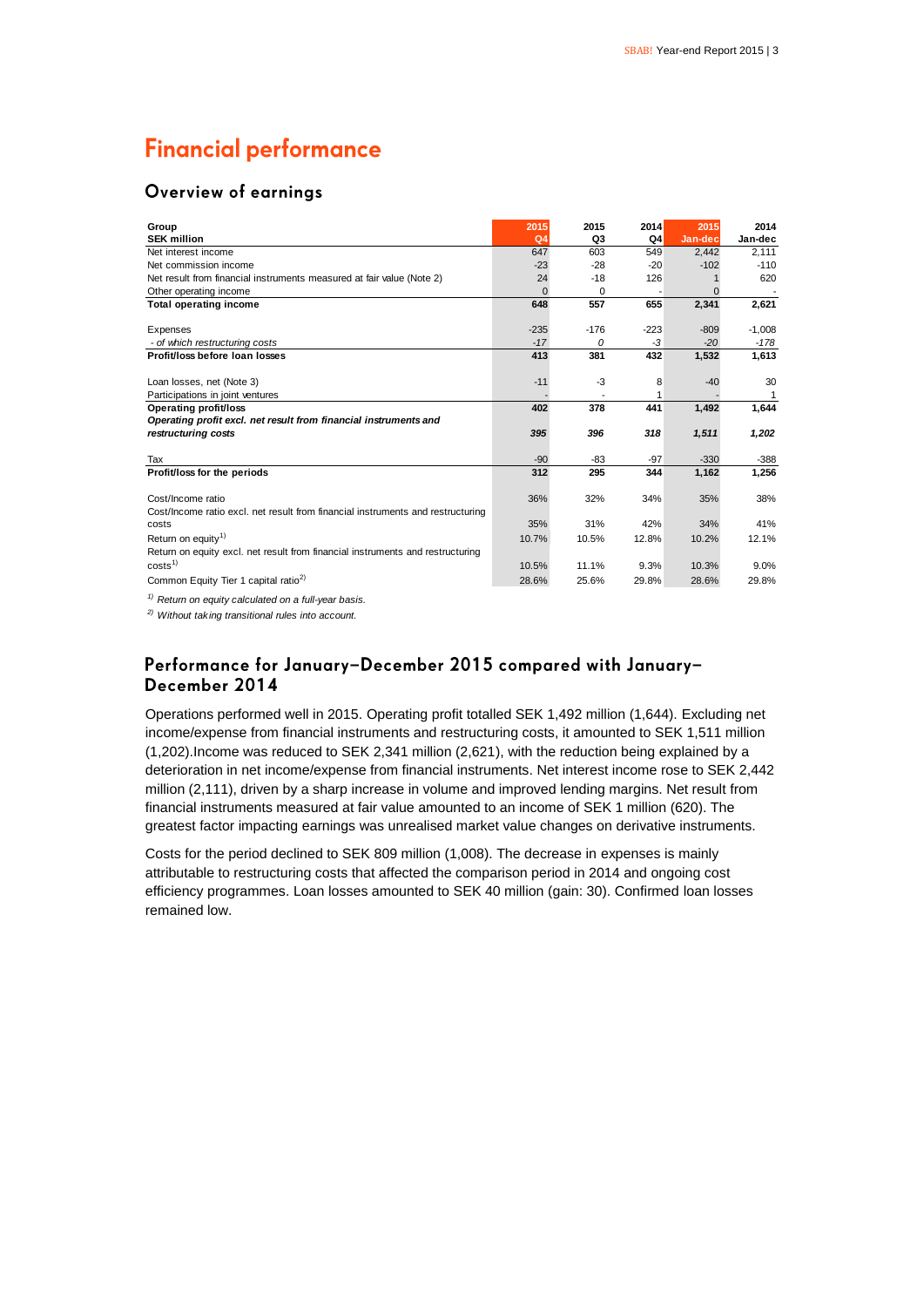# Financial performance

## Overview of earnings

| Group<br>SEK million | 2015<br>Q4 | 2015<br>Q3 | 2014<br>Q4 | 2015<br>Jan-dec | 2014<br>Jan-dec |
|---|---|---|---|---|---|
| Net interest income | 647 | 603 | 549 | 2,442 | 2,111 |
| Net commission income | -23 | -28 | -20 | -102 | -110 |
| Net result from financial instruments measured at fair value (Note 2) | 24 | -18 | 126 | 1 | 620 |
| Other operating income | 0 | 0 | - | 0 | - |
| **Total operating income** | **648** | **557** | **655** | **2,341** | **2,621** |
| | | | | | |
| Expenses | -235 | -176 | -223 | -809 | -1,008 |
| *- of which restructuring costs* | *-17* | *0* | *-3* | *-20* | *-178* |
| **Profit/loss before loan losses** | **413** | **381** | **432** | **1,532** | **1,613** |
| | | | | | |
| Loan losses, net (Note 3) | -11 | -3 | 8 | -40 | 30 |
| Participations in joint ventures | - | - | 1 | - | 1 |
| **Operating profit/loss** | **402** | **378** | **441** | **1,492** | **1,644** |
| ***Operating profit excl. net result from financial instruments and restructuring costs*** | ***395*** | ***396*** | ***318*** | ***1,511*** | ***1,202*** |
| | | | | | |
| Tax | -90 | -83 | -97 | -330 | -388 |
| **Profit/loss for the periods** | **312** | **295** | **344** | **1,162** | **1,256** |
| | | | | | |
| Cost/Income ratio | 36% | 32% | 34% | 35% | 38% |
| Cost/Income ratio excl. net result from financial instruments and restructuring costs | 35% | 31% | 42% | 34% | 41% |
| Return on equity[1] | 10.7% | 10.5% | 12.8% | 10.2% | 12.1% |
| Return on equity excl. net result from financial instruments and restructuring costs[1] | 10.5% | 11.1% | 9.3% | 10.3% | 9.0% |
| Common Equity Tier 1 capital ratio[2] | 28.6% | 25.6% | 29.8% | 28.6% | 29.8% |

*[1] Return on equity calculated on a full-year basis.*

*[2] Without taking transitional rules into account.*

## Performance for January–December 2015 compared with January–December 2014

Operations performed well in 2015. Operating profit totalled SEK 1,492 million (1,644). Excluding net income/expense from financial instruments and restructuring costs, it amounted to SEK 1,511 million (1,202).Income was reduced to SEK 2,341 million (2,621), with the reduction being explained by a deterioration in net income/expense from financial instruments. Net interest income rose to SEK 2,442 million (2,111), driven by a sharp increase in volume and improved lending margins. Net result from financial instruments measured at fair value amounted to an income of SEK 1 million (620). The greatest factor impacting earnings was unrealised market value changes on derivative instruments.

Costs for the period declined to SEK 809 million (1,008). The decrease in expenses is mainly attributable to restructuring costs that affected the comparison period in 2014 and ongoing cost efficiency programmes. Loan losses amounted to SEK 40 million (gain: 30). Confirmed loan losses remained low.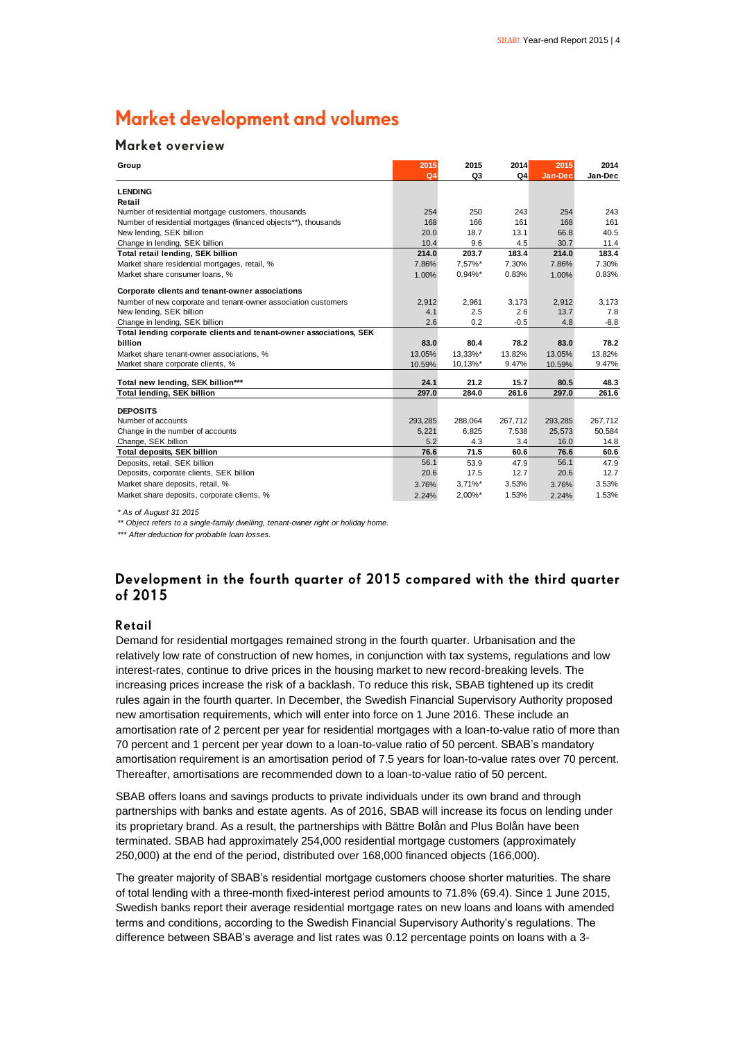# Market development and volumes

## Market overview

| Group | 2015 Q4 | 2015 Q3 | 2014 Q4 | 2015 Jan-Dec | 2014 Jan-Dec |
|---|---|---|---|---|---|
| **LENDING** | | | | | |
| **Retail** | | | | | |
| Number of residential mortgage customers, thousands | 254 | 250 | 243 | 254 | 243 |
| Number of residential mortgages (financed objects**), thousands | 168 | 166 | 161 | 168 | 161 |
| New lending, SEK billion | 20.0 | 18.7 | 13.1 | 66.8 | 40.5 |
| Change in lending, SEK billion | 10.4 | 9.6 | 4.5 | 30.7 | 11.4 |
| **Total retail lending, SEK billion** | **214.0** | **203.7** | **183.4** | **214.0** | **183.4** |
| Market share residential mortgages, retail, % | 7.86% | 7,57%* | 7.30% | 7.86% | 7.30% |
| Market share consumer loans, % | 1.00% | 0,94%* | 0.83% | 1.00% | 0.83% |
| **Corporate clients and tenant-owner associations** | | | | | |
| Number of new corporate and tenant-owner association customers | 2,912 | 2,961 | 3,173 | 2,912 | 3,173 |
| New lending, SEK billion | 4.1 | 2.5 | 2.6 | 13.7 | 7.8 |
| Change in lending, SEK billion | 2.6 | 0.2 | -0.5 | 4.8 | -8.8 |
| **Total lending corporate clients and tenant-owner associations, SEK billion** | **83.0** | **80.4** | **78.2** | **83.0** | **78.2** |
| Market share tenant-owner associations, % | 13.05% | 13,33%* | 13.82% | 13.05% | 13.82% |
| Market share corporate clients, % | 10.59% | 10,13%* | 9.47% | 10.59% | 9.47% |
| **Total new lending, SEK billion*** ** | **24.1** | **21.2** | **15.7** | **80.5** | **48.3** |
| **Total lending, SEK billion** | **297.0** | **284.0** | **261.6** | **297.0** | **261.6** |
| **DEPOSITS** | | | | | |
| Number of accounts | 293,285 | 288,064 | 267,712 | 293,285 | 267,712 |
| Change in the number of accounts | 5,221 | 6,825 | 7,538 | 25,573 | 50,584 |
| Change, SEK billion | 5.2 | 4.3 | 3.4 | 16.0 | 14.8 |
| **Total deposits, SEK billion** | **76.6** | **71.5** | **60.6** | **76.6** | **60.6** |
| Deposits, retail, SEK billion | 56.1 | 53.9 | 47.9 | 56.1 | 47.9 |
| Deposits, corporate clients, SEK billion | 20.6 | 17.5 | 12.7 | 20.6 | 12.7 |
| Market share deposits, retail, % | 3.76% | 3,71%* | 3.53% | 3.76% | 3.53% |
| Market share deposits, corporate clients, % | 2.24% | 2,00%* | 1.53% | 2.24% | 1.53% |

*\* As of August 31 2015*

*\*\* Object refers to a single-family dwelling, tenant-owner right or holiday home.*

*\*\*\* After deduction for probable loan losses.*

## Development in the fourth quarter of 2015 compared with the third quarter of 2015

### Retail

Demand for residential mortgages remained strong in the fourth quarter. Urbanisation and the relatively low rate of construction of new homes, in conjunction with tax systems, regulations and low interest-rates, continue to drive prices in the housing market to new record-breaking levels. The increasing prices increase the risk of a backlash. To reduce this risk, SBAB tightened up its credit rules again in the fourth quarter. In December, the Swedish Financial Supervisory Authority proposed new amortisation requirements, which will enter into force on 1 June 2016. These include an amortisation rate of 2 percent per year for residential mortgages with a loan-to-value ratio of more than 70 percent and 1 percent per year down to a loan-to-value ratio of 50 percent. SBAB's mandatory amortisation requirement is an amortisation period of 7.5 years for loan-to-value rates over 70 percent. Thereafter, amortisations are recommended down to a loan-to-value ratio of 50 percent.

SBAB offers loans and savings products to private individuals under its own brand and through partnerships with banks and estate agents. As of 2016, SBAB will increase its focus on lending under its proprietary brand. As a result, the partnerships with Bättre Bolån and Plus Bolån have been terminated. SBAB had approximately 254,000 residential mortgage customers (approximately 250,000) at the end of the period, distributed over 168,000 financed objects (166,000).

The greater majority of SBAB's residential mortgage customers choose shorter maturities. The share of total lending with a three-month fixed-interest period amounts to 71.8% (69.4). Since 1 June 2015, Swedish banks report their average residential mortgage rates on new loans and loans with amended terms and conditions, according to the Swedish Financial Supervisory Authority's regulations. The difference between SBAB's average and list rates was 0.12 percentage points on loans with a 3-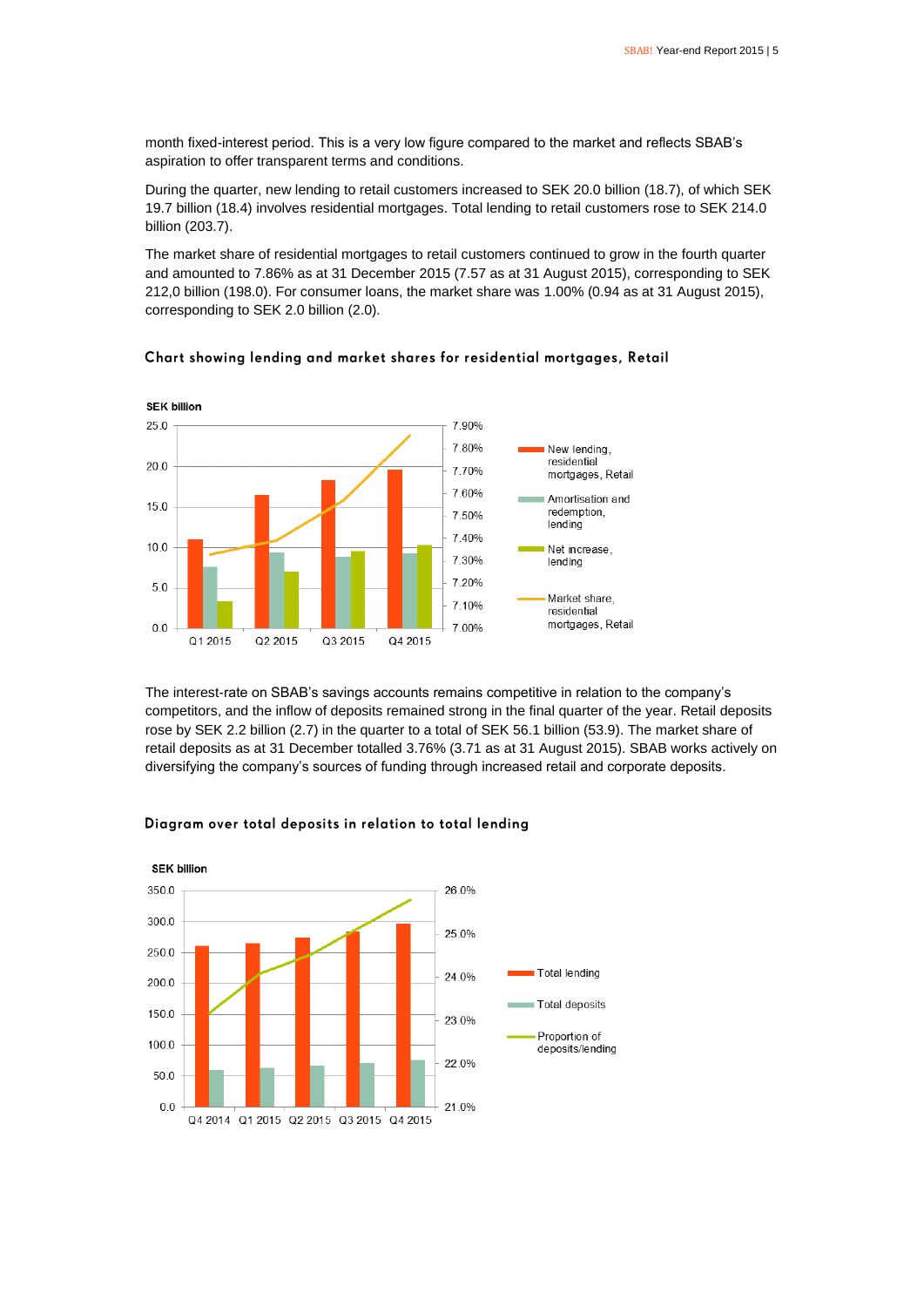month fixed-interest period. This is a very low figure compared to the market and reflects SBAB's aspiration to offer transparent terms and conditions.

During the quarter, new lending to retail customers increased to SEK 20.0 billion (18.7), of which SEK 19.7 billion (18.4) involves residential mortgages. Total lending to retail customers rose to SEK 214.0 billion (203.7).

The market share of residential mortgages to retail customers continued to grow in the fourth quarter and amounted to 7.86% as at 31 December 2015 (7.57 as at 31 August 2015), corresponding to SEK 212,0 billion (198.0). For consumer loans, the market share was 1.00% (0.94 as at 31 August 2015), corresponding to SEK 2.0 billion (2.0).

### Chart showing lending and market shares for residential mortgages, Retail

The interest-rate on SBAB's savings accounts remains competitive in relation to the company's competitors, and the inflow of deposits remained strong in the final quarter of the year. Retail deposits rose by SEK 2.2 billion (2.7) in the quarter to a total of SEK 56.1 billion (53.9). The market share of retail deposits as at 31 December totalled 3.76% (3.71 as at 31 August 2015). SBAB works actively on diversifying the company's sources of funding through increased retail and corporate deposits.

### Diagram over total deposits in relation to total lending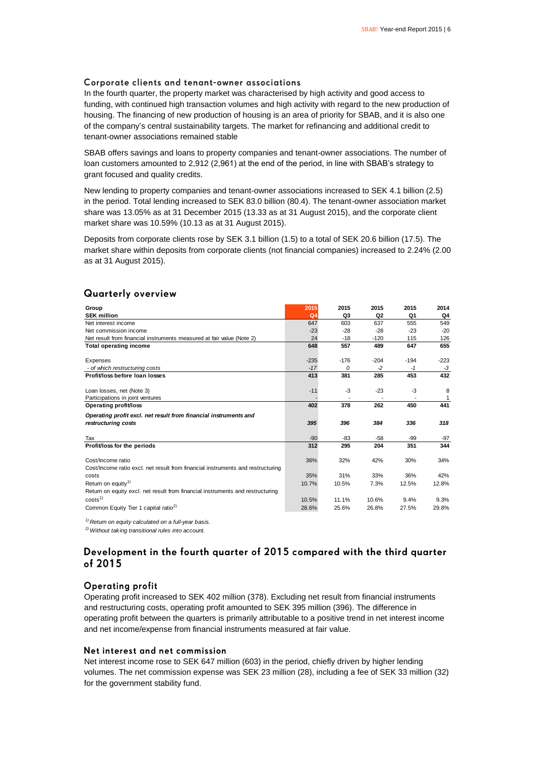### Corporate clients and tenant-owner associations

In the fourth quarter, the property market was characterised by high activity and good access to funding, with continued high transaction volumes and high activity with regard to the new production of housing. The financing of new production of housing is an area of priority for SBAB, and it is also one of the company's central sustainability targets. The market for refinancing and additional credit to tenant-owner associations remained stable

SBAB offers savings and loans to property companies and tenant-owner associations. The number of loan customers amounted to 2,912 (2,961) at the end of the period, in line with SBAB's strategy to grant focused and quality credits.

New lending to property companies and tenant-owner associations increased to SEK 4.1 billion (2.5) in the period. Total lending increased to SEK 83.0 billion (80.4). The tenant-owner association market share was 13.05% as at 31 December 2015 (13.33 as at 31 August 2015), and the corporate client market share was 10.59% (10.13 as at 31 August 2015).

Deposits from corporate clients rose by SEK 3.1 billion (1.5) to a total of SEK 20.6 billion (17.5). The market share within deposits from corporate clients (not financial companies) increased to 2.24% (2.00 as at 31 August 2015).

## Quarterly overview

| Group | 2015 | 2015 | 2015 | 2015 | 2014 |
|---|---|---|---|---|---|
| **SEK million** | Q4 | Q3 | Q2 | Q1 | Q4 |
| Net interest income | 647 | 603 | 637 | 555 | 549 |
| Net commission income | -23 | -28 | -28 | -23 | -20 |
| Net result from financial instruments measured at fair value (Note 2) | 24 | -18 | -120 | 115 | 126 |
| **Total operating income** | **648** | **557** | **489** | **647** | **655** |
| | | | | | |
| Expenses | -235 | -176 | -204 | -194 | -223 |
| *- of which restructuring costs* | *-17* | *0* | *-2* | *-1* | *-3* |
| **Profit/loss before loan losses** | **413** | **381** | **285** | **453** | **432** |
| | | | | | |
| Loan losses, net (Note 3) | -11 | -3 | -23 | -3 | 8 |
| Participations in joint ventures | - | - | - | - | 1 |
| **Operating profit/loss** | **402** | **378** | **262** | **450** | **441** |
| ***Operating profit excl. net result from financial instruments and restructuring costs*** | ***395*** | ***396*** | ***384*** | ***336*** | ***318*** |
| | | | | | |
| Tax | -90 | -83 | -58 | -99 | -97 |
| **Profit/loss for the periods** | **312** | **295** | **204** | **351** | **344** |
| | | | | | |
| Cost/Income ratio | 36% | 32% | 42% | 30% | 34% |
| Cost/Income ratio excl. net result from financial instruments and restructuring costs | 35% | 31% | 33% | 36% | 42% |
| Return on equity[1] | 10.7% | 10.5% | 7.3% | 12.5% | 12.8% |
| Return on equity excl. net result from financial instruments and restructuring costs[1] | 10.5% | 11.1% | 10.6% | 9.4% | 9.3% |
| Common Equity Tier 1 capital ratio[2] | 28.6% | 25.6% | 26.8% | 27.5% | 29.8% |

*[1] Return on equity calculated on a full-year basis.*

*[2] Without taking transitional rules into account.*

## Development in the fourth quarter of 2015 compared with the third quarter of 2015

### Operating profit

Operating profit increased to SEK 402 million (378). Excluding net result from financial instruments and restructuring costs, operating profit amounted to SEK 395 million (396). The difference in operating profit between the quarters is primarily attributable to a positive trend in net interest income and net income/expense from financial instruments measured at fair value.

### Net interest and net commission

Net interest income rose to SEK 647 million (603) in the period, chiefly driven by higher lending volumes. The net commission expense was SEK 23 million (28), including a fee of SEK 33 million (32) for the government stability fund.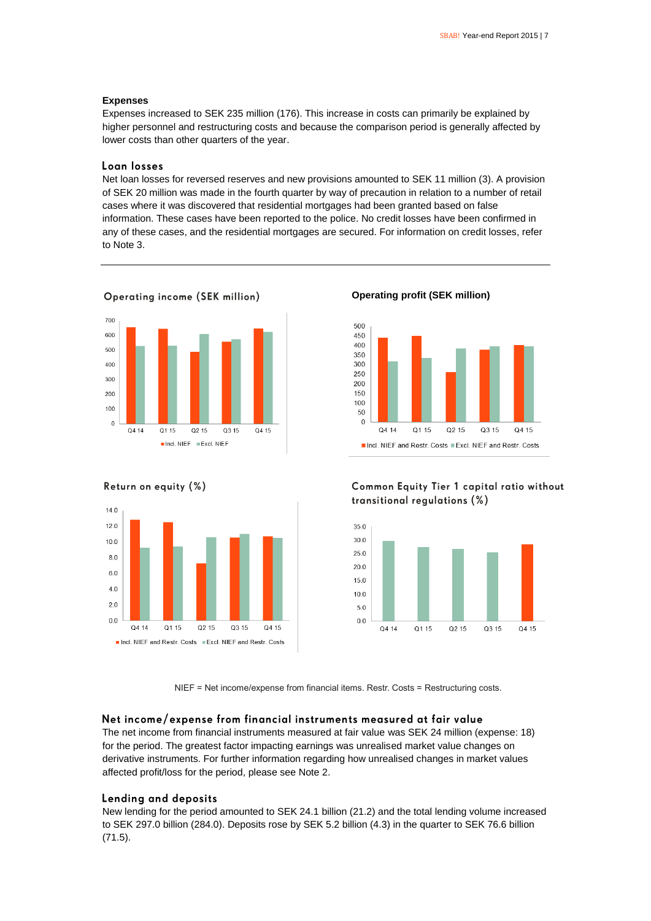### Expenses

Expenses increased to SEK 235 million (176). This increase in costs can primarily be explained by higher personnel and restructuring costs and because the comparison period is generally affected by lower costs than other quarters of the year.

### Loan losses

Net loan losses for reversed reserves and new provisions amounted to SEK 11 million (3). A provision of SEK 20 million was made in the fourth quarter by way of precaution in relation to a number of retail cases where it was discovered that residential mortgages had been granted based on false information. These cases have been reported to the police. No credit losses have been confirmed in any of these cases, and the residential mortgages are secured. For information on credit losses, refer to Note 3.

**Operating income (SEK million)**

**Operating profit (SEK million)**

**Return on equity (%)**

**Common Equity Tier 1 capital ratio without transitional regulations (%)**

NIEF = Net income/expense from financial items. Restr. Costs = Restructuring costs.

### Net income/expense from financial instruments measured at fair value

The net income from financial instruments measured at fair value was SEK 24 million (expense: 18) for the period. The greatest factor impacting earnings was unrealised market value changes on derivative instruments. For further information regarding how unrealised changes in market values affected profit/loss for the period, please see Note 2.

### Lending and deposits

New lending for the period amounted to SEK 24.1 billion (21.2) and the total lending volume increased to SEK 297.0 billion (284.0). Deposits rose by SEK 5.2 billion (4.3) in the quarter to SEK 76.6 billion (71.5).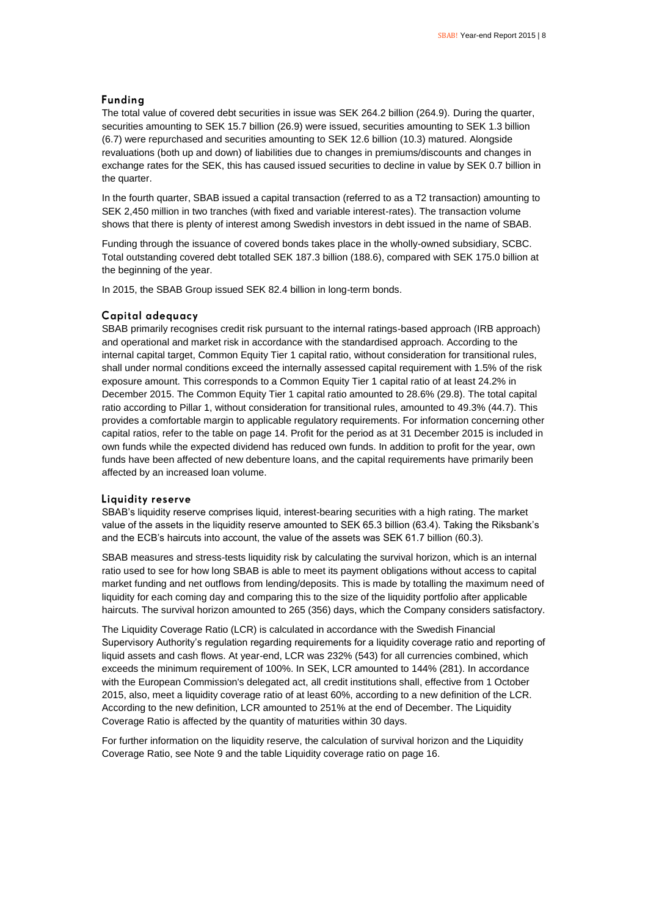## Funding

The total value of covered debt securities in issue was SEK 264.2 billion (264.9). During the quarter, securities amounting to SEK 15.7 billion (26.9) were issued, securities amounting to SEK 1.3 billion (6.7) were repurchased and securities amounting to SEK 12.6 billion (10.3) matured. Alongside revaluations (both up and down) of liabilities due to changes in premiums/discounts and changes in exchange rates for the SEK, this has caused issued securities to decline in value by SEK 0.7 billion in the quarter.

In the fourth quarter, SBAB issued a capital transaction (referred to as a T2 transaction) amounting to SEK 2,450 million in two tranches (with fixed and variable interest-rates). The transaction volume shows that there is plenty of interest among Swedish investors in debt issued in the name of SBAB.

Funding through the issuance of covered bonds takes place in the wholly-owned subsidiary, SCBC. Total outstanding covered debt totalled SEK 187.3 billion (188.6), compared with SEK 175.0 billion at the beginning of the year.

In 2015, the SBAB Group issued SEK 82.4 billion in long-term bonds.

## Capital adequacy

SBAB primarily recognises credit risk pursuant to the internal ratings-based approach (IRB approach) and operational and market risk in accordance with the standardised approach. According to the internal capital target, Common Equity Tier 1 capital ratio, without consideration for transitional rules, shall under normal conditions exceed the internally assessed capital requirement with 1.5% of the risk exposure amount. This corresponds to a Common Equity Tier 1 capital ratio of at least 24.2% in December 2015. The Common Equity Tier 1 capital ratio amounted to 28.6% (29.8). The total capital ratio according to Pillar 1, without consideration for transitional rules, amounted to 49.3% (44.7). This provides a comfortable margin to applicable regulatory requirements. For information concerning other capital ratios, refer to the table on page 14. Profit for the period as at 31 December 2015 is included in own funds while the expected dividend has reduced own funds. In addition to profit for the year, own funds have been affected of new debenture loans, and the capital requirements have primarily been affected by an increased loan volume.

## Liquidity reserve

SBAB's liquidity reserve comprises liquid, interest-bearing securities with a high rating. The market value of the assets in the liquidity reserve amounted to SEK 65.3 billion (63.4). Taking the Riksbank's and the ECB's haircuts into account, the value of the assets was SEK 61.7 billion (60.3).

SBAB measures and stress-tests liquidity risk by calculating the survival horizon, which is an internal ratio used to see for how long SBAB is able to meet its payment obligations without access to capital market funding and net outflows from lending/deposits. This is made by totalling the maximum need of liquidity for each coming day and comparing this to the size of the liquidity portfolio after applicable haircuts. The survival horizon amounted to 265 (356) days, which the Company considers satisfactory.

The Liquidity Coverage Ratio (LCR) is calculated in accordance with the Swedish Financial Supervisory Authority's regulation regarding requirements for a liquidity coverage ratio and reporting of liquid assets and cash flows. At year-end, LCR was 232% (543) for all currencies combined, which exceeds the minimum requirement of 100%. In SEK, LCR amounted to 144% (281). In accordance with the European Commission's delegated act, all credit institutions shall, effective from 1 October 2015, also, meet a liquidity coverage ratio of at least 60%, according to a new definition of the LCR. According to the new definition, LCR amounted to 251% at the end of December. The Liquidity Coverage Ratio is affected by the quantity of maturities within 30 days.

For further information on the liquidity reserve, the calculation of survival horizon and the Liquidity Coverage Ratio, see Note 9 and the table Liquidity coverage ratio on page 16.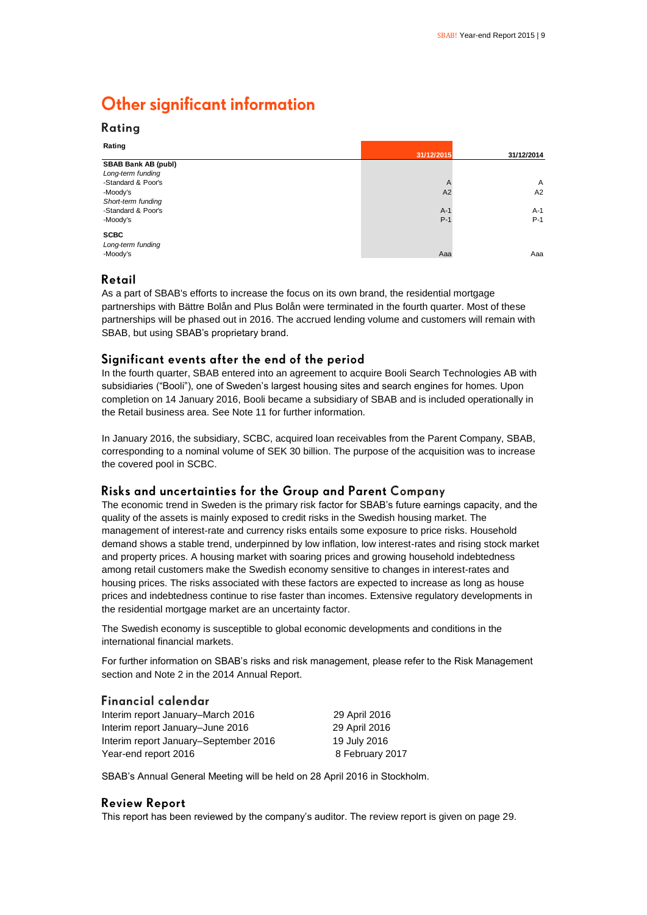# Other significant information

## Rating

| Rating | 31/12/2015 | 31/12/2014 |
|---|---|---|
| **SBAB Bank AB (publ)** | | |
| *Long-term funding* | | |
| -Standard & Poor's | A | A |
| -Moody's | A2 | A2 |
| *Short-term funding* | | |
| -Standard & Poor's | A-1 | A-1 |
| -Moody's | P-1 | P-1 |
| **SCBC** | | |
| *Long-term funding* | | |
| -Moody's | Aaa | Aaa |

## Retail

As a part of SBAB's efforts to increase the focus on its own brand, the residential mortgage partnerships with Bättre Bolån and Plus Bolån were terminated in the fourth quarter. Most of these partnerships will be phased out in 2016. The accrued lending volume and customers will remain with SBAB, but using SBAB's proprietary brand.

## Significant events after the end of the period

In the fourth quarter, SBAB entered into an agreement to acquire Booli Search Technologies AB with subsidiaries ("Booli"), one of Sweden's largest housing sites and search engines for homes. Upon completion on 14 January 2016, Booli became a subsidiary of SBAB and is included operationally in the Retail business area. See Note 11 for further information.

In January 2016, the subsidiary, SCBC, acquired loan receivables from the Parent Company, SBAB, corresponding to a nominal volume of SEK 30 billion. The purpose of the acquisition was to increase the covered pool in SCBC.

## Risks and uncertainties for the Group and Parent Company

The economic trend in Sweden is the primary risk factor for SBAB's future earnings capacity, and the quality of the assets is mainly exposed to credit risks in the Swedish housing market. The management of interest-rate and currency risks entails some exposure to price risks. Household demand shows a stable trend, underpinned by low inflation, low interest-rates and rising stock market and property prices. A housing market with soaring prices and growing household indebtedness among retail customers make the Swedish economy sensitive to changes in interest-rates and housing prices. The risks associated with these factors are expected to increase as long as house prices and indebtedness continue to rise faster than incomes. Extensive regulatory developments in the residential mortgage market are an uncertainty factor.

The Swedish economy is susceptible to global economic developments and conditions in the international financial markets.

For further information on SBAB's risks and risk management, please refer to the Risk Management section and Note 2 in the 2014 Annual Report.

## Financial calendar

| | |
|---|---|
| Interim report January–March 2016 | 29 April 2016 |
| Interim report January–June 2016 | 29 April 2016 |
| Interim report January–September 2016 | 19 July 2016 |
| Year-end report 2016 | 8 February 2017 |

SBAB's Annual General Meeting will be held on 28 April 2016 in Stockholm.

## Review Report

This report has been reviewed by the company's auditor. The review report is given on page 29.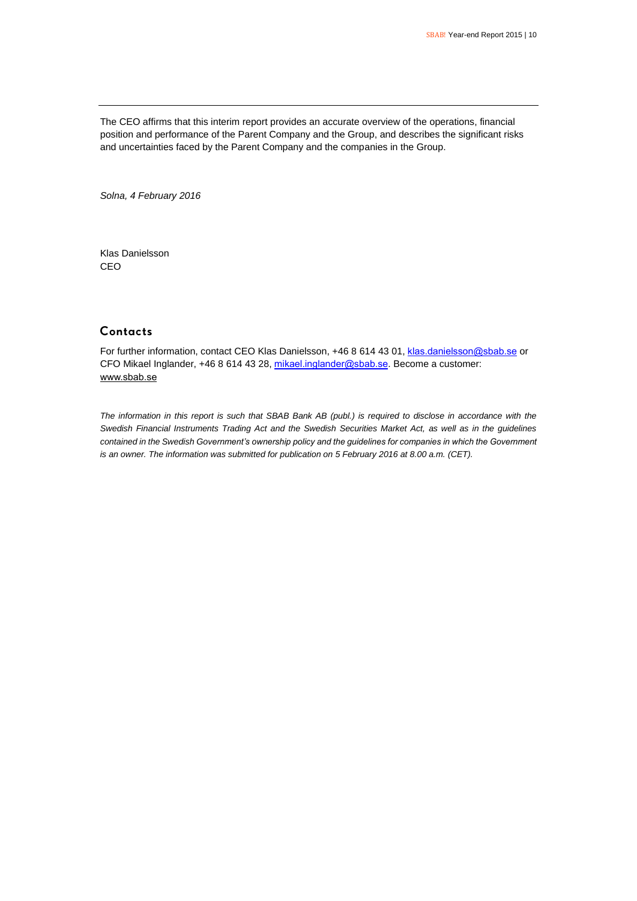The CEO affirms that this interim report provides an accurate overview of the operations, financial position and performance of the Parent Company and the Group, and describes the significant risks and uncertainties faced by the Parent Company and the companies in the Group.

*Solna, 4 February 2016*

Klas Danielsson
CEO

## Contacts

For further information, contact CEO Klas Danielsson, +46 8 614 43 01, klas.danielsson@sbab.se or CFO Mikael Inglander, +46 8 614 43 28, mikael.inglander@sbab.se. Become a customer: www.sbab.se

*The information in this report is such that SBAB Bank AB (publ.) is required to disclose in accordance with the Swedish Financial Instruments Trading Act and the Swedish Securities Market Act, as well as in the guidelines contained in the Swedish Government's ownership policy and the guidelines for companies in which the Government is an owner. The information was submitted for publication on 5 February 2016 at 8.00 a.m. (CET).*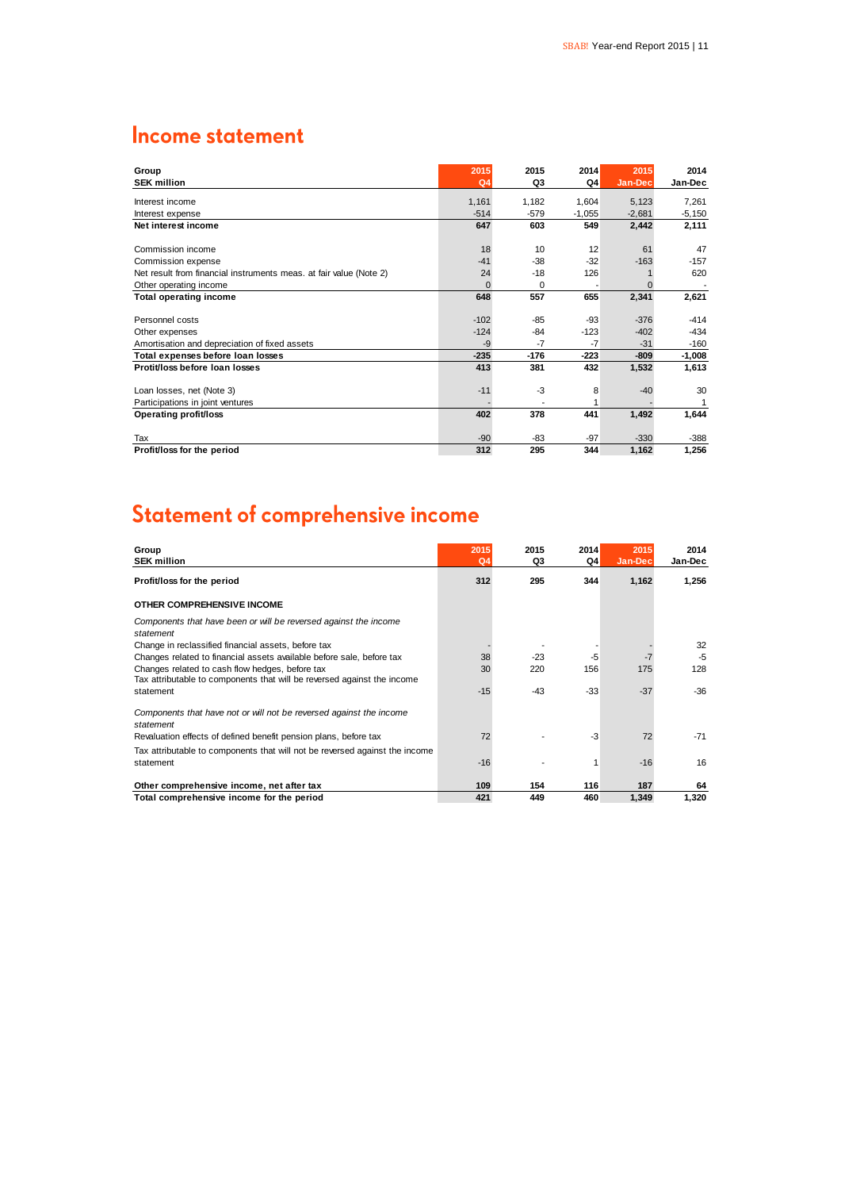# Income statement

| Group<br>SEK million | 2015<br>Q4 | 2015<br>Q3 | 2014<br>Q4 | 2015<br>Jan-Dec | 2014<br>Jan-Dec |
|---|---|---|---|---|---|
| Interest income | 1,161 | 1,182 | 1,604 | 5,123 | 7,261 |
| Interest expense | -514 | -579 | -1,055 | -2,681 | -5,150 |
| **Net interest income** | **647** | **603** | **549** | **2,442** | **2,111** |
| Commission income | 18 | 10 | 12 | 61 | 47 |
| Commission expense | -41 | -38 | -32 | -163 | -157 |
| Net result from financial instruments meas. at fair value (Note 2) | 24 | -18 | 126 | 1 | 620 |
| Other operating income | 0 | 0 | - | 0 | - |
| **Total operating income** | **648** | **557** | **655** | **2,341** | **2,621** |
| Personnel costs | -102 | -85 | -93 | -376 | -414 |
| Other expenses | -124 | -84 | -123 | -402 | -434 |
| Amortisation and depreciation of fixed assets | -9 | -7 | -7 | -31 | -160 |
| **Total expenses before loan losses** | **-235** | **-176** | **-223** | **-809** | **-1,008** |
| **Profit/loss before loan losses** | **413** | **381** | **432** | **1,532** | **1,613** |
| Loan losses, net (Note 3) | -11 | -3 | 8 | -40 | 30 |
| Participations in joint ventures | - | - | 1 | - | 1 |
| **Operating profit/loss** | **402** | **378** | **441** | **1,492** | **1,644** |
| Tax | -90 | -83 | -97 | -330 | -388 |
| **Profit/loss for the period** | **312** | **295** | **344** | **1,162** | **1,256** |

# Statement of comprehensive income

| Group<br>SEK million | 2015<br>Q4 | 2015<br>Q3 | 2014<br>Q4 | 2015<br>Jan-Dec | 2014<br>Jan-Dec |
|---|---|---|---|---|---|
| **Profit/loss for the period** | **312** | **295** | **344** | **1,162** | **1,256** |
| **OTHER COMPREHENSIVE INCOME** | | | | | |
| *Components that have been or will be reversed against the income statement* | | | | | |
| Change in reclassified financial assets, before tax | - | - | - | - | 32 |
| Changes related to financial assets available before sale, before tax | 38 | -23 | -5 | -7 | -5 |
| Changes related to cash flow hedges, before tax | 30 | 220 | 156 | 175 | 128 |
| Tax attributable to components that will be reversed against the income statement | -15 | -43 | -33 | -37 | -36 |
| *Components that have not or will not be reversed against the income statement* | | | | | |
| Revaluation effects of defined benefit pension plans, before tax | 72 | - | -3 | 72 | -71 |
| Tax attributable to components that will not be reversed against the income statement | -16 | - | 1 | -16 | 16 |
| **Other comprehensive income, net after tax** | **109** | **154** | **116** | **187** | **64** |
| **Total comprehensive income for the period** | **421** | **449** | **460** | **1,349** | **1,320** |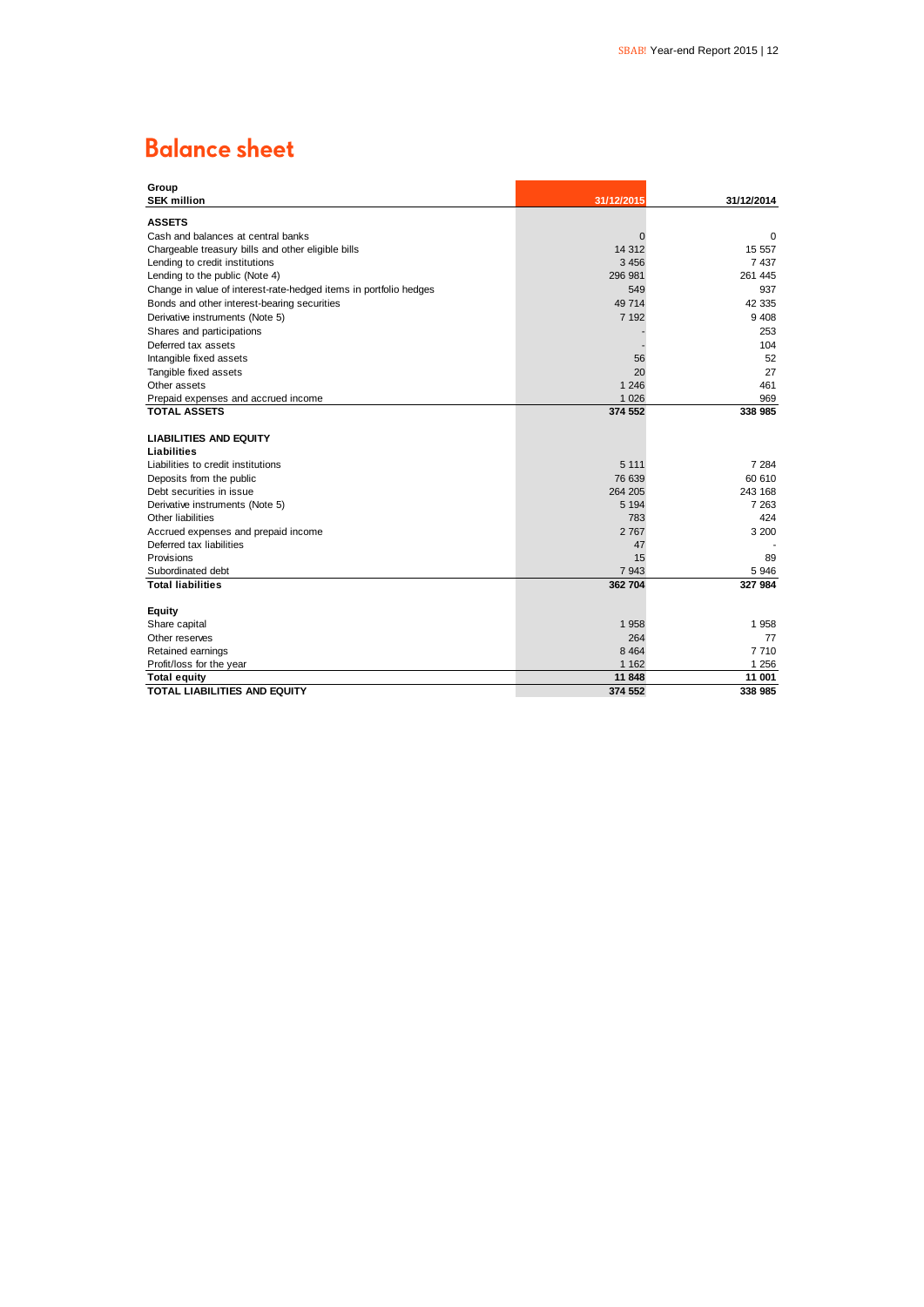# Balance sheet

| Group<br>SEK million | 31/12/2015 | 31/12/2014 |
|---|---|---|
| **ASSETS** | | |
| Cash and balances at central banks | 0 | 0 |
| Chargeable treasury bills and other eligible bills | 14 312 | 15 557 |
| Lending to credit institutions | 3 456 | 7 437 |
| Lending to the public (Note 4) | 296 981 | 261 445 |
| Change in value of interest-rate-hedged items in portfolio hedges | 549 | 937 |
| Bonds and other interest-bearing securities | 49 714 | 42 335 |
| Derivative instruments (Note 5) | 7 192 | 9 408 |
| Shares and participations | - | 253 |
| Deferred tax assets | - | 104 |
| Intangible fixed assets | 56 | 52 |
| Tangible fixed assets | 20 | 27 |
| Other assets | 1 246 | 461 |
| Prepaid expenses and accrued income | 1 026 | 969 |
| **TOTAL ASSETS** | **374 552** | **338 985** |
| | | |
| **LIABILITIES AND EQUITY** | | |
| **Liabilities** | | |
| Liabilities to credit institutions | 5 111 | 7 284 |
| Deposits from the public | 76 639 | 60 610 |
| Debt securities in issue | 264 205 | 243 168 |
| Derivative instruments (Note 5) | 5 194 | 7 263 |
| Other liabilities | 783 | 424 |
| Accrued expenses and prepaid income | 2 767 | 3 200 |
| Deferred tax liabilities | 47 | - |
| Provisions | 15 | 89 |
| Subordinated debt | 7 943 | 5 946 |
| **Total liabilities** | **362 704** | **327 984** |
| | | |
| **Equity** | | |
| Share capital | 1 958 | 1 958 |
| Other reserves | 264 | 77 |
| Retained earnings | 8 464 | 7 710 |
| Profit/loss for the year | 1 162 | 1 256 |
| **Total equity** | **11 848** | **11 001** |
| **TOTAL LIABILITIES AND EQUITY** | **374 552** | **338 985** |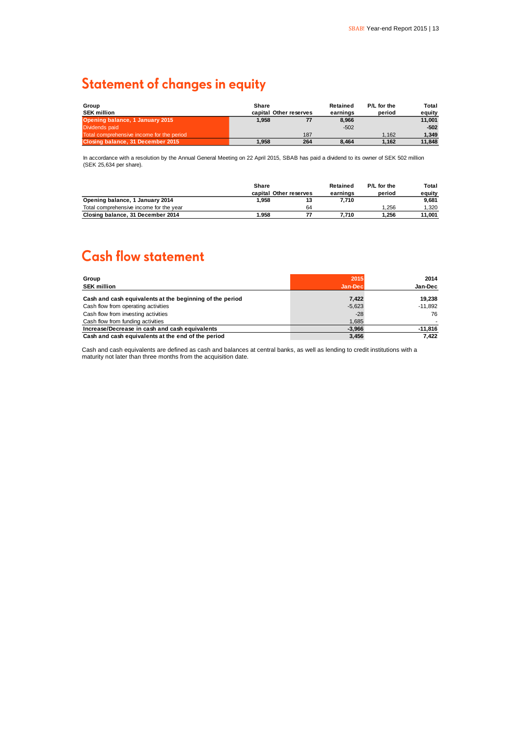# Statement of changes in equity

| Group<br>SEK million | Share capital | Other reserves | Retained earnings | P/L for the period | Total equity |
|---|---|---|---|---|---|
| **Opening balance, 1 January 2015** | **1,958** | **77** | **8,966** | | **11,001** |
| Dividends paid | | | -502 | | **-502** |
| Total comprehensive income for the period | | 187 | | 1,162 | **1,349** |
| **Closing balance, 31 December 2015** | **1,958** | **264** | **8,464** | **1,162** | **11,848** |

In accordance with a resolution by the Annual General Meeting on 22 April 2015, SBAB has paid a dividend to its owner of SEK 502 million (SEK 25,634 per share).

| | Share capital | Other reserves | Retained earnings | P/L for the period | Total equity |
|---|---|---|---|---|---|
| **Opening balance, 1 January 2014** | **1,958** | **13** | **7,710** | | **9,681** |
| Total comprehensive income for the year | | 64 | | 1,256 | 1,320 |
| **Closing balance, 31 December 2014** | **1.958** | **77** | **7,710** | **1,256** | **11,001** |

# Cash flow statement

| Group<br>SEK million | 2015<br>Jan-Dec | 2014<br>Jan-Dec |
|---|---|---|
| **Cash and cash equivalents at the beginning of the period** | **7,422** | **19,238** |
| Cash flow from operating activities | -5,623 | -11,892 |
| Cash flow from investing activities | -28 | 76 |
| Cash flow from funding activities | 1,685 | - |
| **Increase/Decrease in cash and cash equivalents** | **-3,966** | **-11,816** |
| **Cash and cash equivalents at the end of the period** | **3,456** | **7,422** |

Cash and cash equivalents are defined as cash and balances at central banks, as well as lending to credit institutions with a maturity not later than three months from the acquisition date.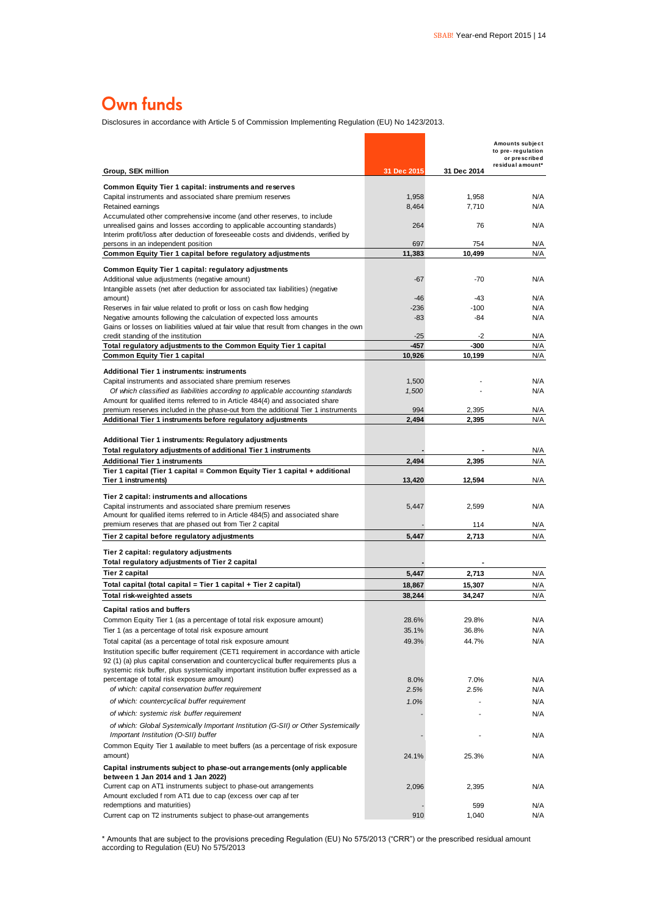# Own funds

Disclosures in accordance with Article 5 of Commission Implementing Regulation (EU) No 1423/2013.

| Group, SEK million | 31 Dec 2015 | 31 Dec 2014 | Amounts subject to pre-regulation or prescribed residual amount* |
|---|---|---|---|
| **Common Equity Tier 1 capital: instruments and reserves** | | | |
| Capital instruments and associated share premium reserves | 1,958 | 1,958 | N/A |
| Retained earnings | 8,464 | 7,710 | N/A |
| Accumulated other comprehensive income (and other reserves, to include unrealised gains and losses according to applicable accounting standards) | 264 | 76 | N/A |
| Interim profit/loss after deduction of foreseeable costs and dividends, verified by persons in an independent position | 697 | 754 | N/A |
| **Common Equity Tier 1 capital before regulatory adjustments** | **11,383** | **10,499** | N/A |
| **Common Equity Tier 1 capital: regulatory adjustments** | | | |
| Additional value adjustments (negative amount) | -67 | -70 | N/A |
| Intangible assets (net after deduction for associated tax liabilities) (negative amount) | -46 | -43 | N/A |
| Reserves in fair value related to profit or loss on cash flow hedging | -236 | -100 | N/A |
| Negative amounts following the calculation of expected loss amounts | -83 | -84 | N/A |
| Gains or losses on liabilities valued at fair value that result from changes in the own credit standing of the institution | -25 | -2 | N/A |
| **Total regulatory adjustments to the Common Equity Tier 1 capital** | **-457** | **-300** | N/A |
| **Common Equity Tier 1 capital** | **10,926** | **10,199** | N/A |
| **Additional Tier 1 instruments: instruments** | | | |
| Capital instruments and associated share premium reserves | 1,500 | - | N/A |
| *Of which classified as liabilities according to applicable accounting standards* | *1,500* | - | N/A |
| Amount for qualified items referred to in Article 484(4) and associated share premium reserves included in the phase-out from the additional Tier 1 instruments | 994 | 2,395 | N/A |
| **Additional Tier 1 instruments before regulatory adjustments** | **2,494** | **2,395** | N/A |
| **Additional Tier 1 instruments: Regulatory adjustments** | | | |
| **Total regulatory adjustments of additional Tier 1 instruments** | **-** | **-** | N/A |
| **Additional Tier 1 instruments** | **2,494** | **2,395** | N/A |
| **Tier 1 capital (Tier 1 capital = Common Equity Tier 1 capital + additional Tier 1 instruments)** | **13,420** | **12,594** | N/A |
| **Tier 2 capital: instruments and allocations** | | | |
| Capital instruments and associated share premium reserves | 5,447 | 2,599 | N/A |
| Amount for qualified items referred to in Article 484(5) and associated share premium reserves that are phased out from Tier 2 capital | - | 114 | N/A |
| **Tier 2 capital before regulatory adjustments** | **5,447** | **2,713** | N/A |
| **Tier 2 capital: regulatory adjustments** | | | |
| **Total regulatory adjustments of Tier 2 capital** | **-** | **-** | |
| **Tier 2 capital** | **5,447** | **2,713** | N/A |
| **Total capital (total capital = Tier 1 capital + Tier 2 capital)** | **18,867** | **15,307** | N/A |
| **Total risk-weighted assets** | **38,244** | **34,247** | N/A |
| **Capital ratios and buffers** | | | |
| Common Equity Tier 1 (as a percentage of total risk exposure amount) | 28.6% | 29.8% | N/A |
| Tier 1 (as a percentage of total risk exposure amount | 35.1% | 36.8% | N/A |
| Total capital (as a percentage of total risk exposure amount | 49.3% | 44.7% | N/A |
| Institution specific buffer requirement (CET1 requirement in accordance with article 92 (1) (a) plus capital conservation and countercyclical buffer requirements plus a systemic risk buffer, plus systemically important institution buffer expressed as a percentage of total risk exposure amount) | 8.0% | 7.0% | N/A |
| *of which: capital conservation buffer requirement* | *2.5%* | *2.5%* | N/A |
| *of which: countercyclical buffer requirement* | *1.0%* | - | N/A |
| *of which: systemic risk buffer requirement* | - | - | N/A |
| *of which: Global Systemically Important Institution (G-SII) or Other Systemically Important Institution (O-SII) buffer* | - | - | N/A |
| Common Equity Tier 1 available to meet buffers (as a percentage of risk exposure amount) | 24.1% | 25.3% | N/A |
| **Capital instruments subject to phase-out arrangements (only applicable between 1 Jan 2014 and 1 Jan 2022)** | | | |
| Current cap on AT1 instruments subject to phase-out arrangements | 2,096 | 2,395 | N/A |
| Amount excluded from AT1 due to cap (excess over cap after redemptions and maturities) | - | 599 | N/A |
| Current cap on T2 instruments subject to phase-out arrangements | 910 | 1,040 | N/A |

\* Amounts that are subject to the provisions preceding Regulation (EU) No 575/2013 ("CRR") or the prescribed residual amount according to Regulation (EU) No 575/2013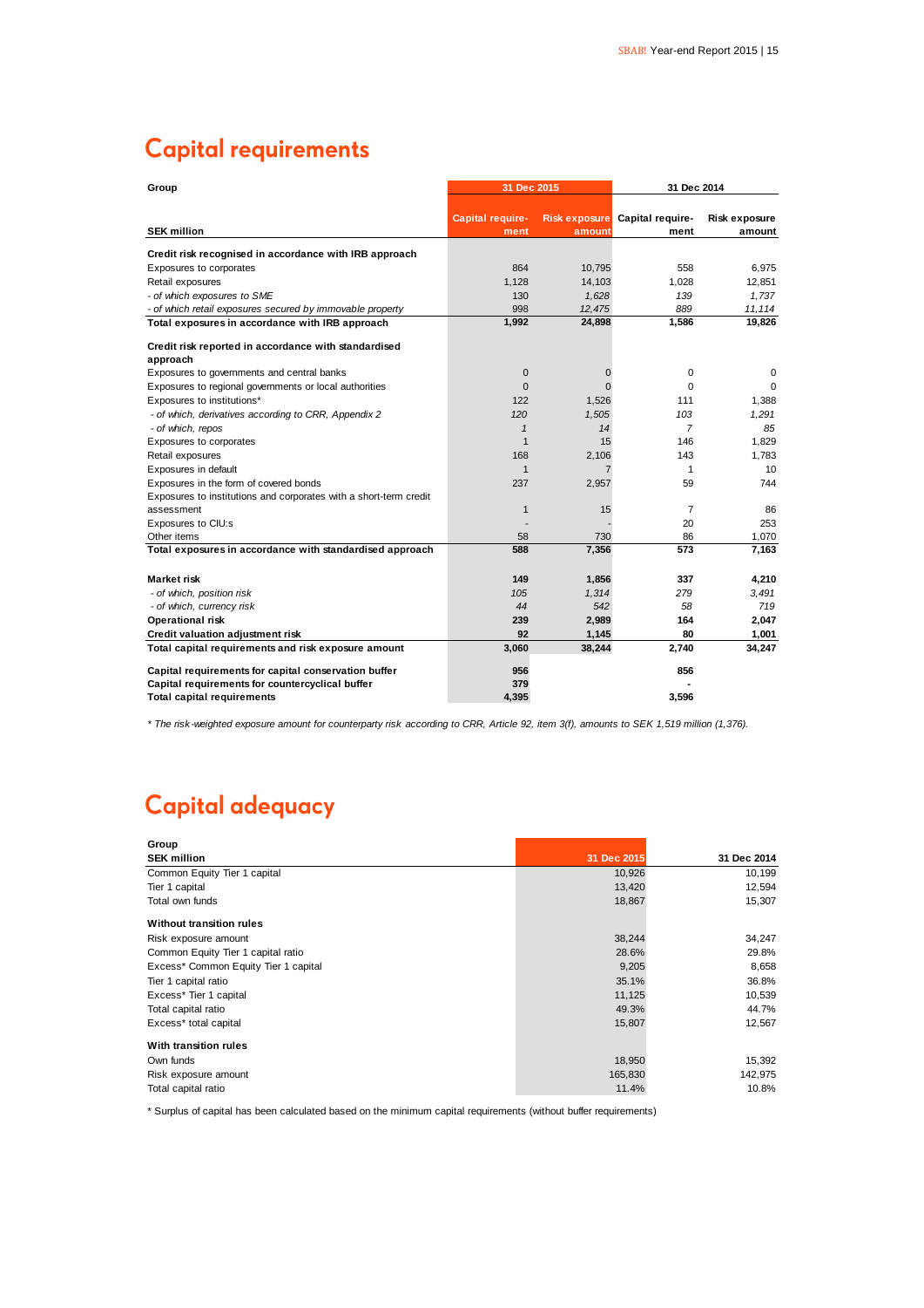# Capital requirements

| Group | 31 Dec 2015 | | 31 Dec 2014 | |
|---|---|---|---|---|
| **SEK million** | **Capital requirement** | **Risk exposure amount** | **Capital requirement** | **Risk exposure amount** |
| **Credit risk recognised in accordance with IRB approach** | | | | |
| Exposures to corporates | 864 | 10,795 | 558 | 6,975 |
| Retail exposures | 1,128 | 14,103 | 1,028 | 12,851 |
| *- of which exposures to SME* | *130* | *1,628* | *139* | *1,737* |
| *- of which retail exposures secured by immovable property* | *998* | *12,475* | *889* | *11,114* |
| **Total exposures in accordance with IRB approach** | **1,992** | **24,898** | **1,586** | **19,826** |
| **Credit risk reported in accordance with standardised approach** | | | | |
| Exposures to governments and central banks | 0 | 0 | 0 | 0 |
| Exposures to regional governments or local authorities | 0 | 0 | 0 | 0 |
| Exposures to institutions* | 122 | 1,526 | 111 | 1,388 |
| *- of which, derivatives according to CRR, Appendix 2* | *120* | *1,505* | *103* | *1,291* |
| *- of which, repos* | *1* | *14* | *7* | *85* |
| Exposures to corporates | 1 | 15 | 146 | 1,829 |
| Retail exposures | 168 | 2,106 | 143 | 1,783 |
| Exposures in default | 1 | 7 | 1 | 10 |
| Exposures in the form of covered bonds | 237 | 2,957 | 59 | 744 |
| Exposures to institutions and corporates with a short-term credit assessment | 1 | 15 | 7 | 86 |
| Exposures to CIU:s | - | - | 20 | 253 |
| Other items | 58 | 730 | 86 | 1,070 |
| **Total exposures in accordance with standardised approach** | **588** | **7,356** | **573** | **7,163** |
| **Market risk** | **149** | **1,856** | **337** | **4,210** |
| *- of which, position risk* | *105* | *1,314* | *279* | *3,491* |
| *- of which, currency risk* | *44* | *542* | *58* | *719* |
| **Operational risk** | **239** | **2,989** | **164** | **2,047** |
| **Credit valuation adjustment risk** | **92** | **1,145** | **80** | **1,001** |
| **Total capital requirements and risk exposure amount** | **3,060** | **38,244** | **2,740** | **34,247** |
| **Capital requirements for capital conservation buffer** | **956** | | **856** | |
| **Capital requirements for countercyclical buffer** | **379** | | **-** | |
| **Total capital requirements** | **4,395** | | **3,596** | |

*\* The risk-weighted exposure amount for counterparty risk according to CRR, Article 92, item 3(f), amounts to SEK 1,519 million (1,376).*

# Capital adequacy

| Group<br>**SEK million** | 31 Dec 2015 | 31 Dec 2014 |
|---|---|---|
| Common Equity Tier 1 capital | 10,926 | 10,199 |
| Tier 1 capital | 13,420 | 12,594 |
| Total own funds | 18,867 | 15,307 |
| **Without transition rules** | | |
| Risk exposure amount | 38,244 | 34,247 |
| Common Equity Tier 1 capital ratio | 28.6% | 29.8% |
| Excess* Common Equity Tier 1 capital | 9,205 | 8,658 |
| Tier 1 capital ratio | 35.1% | 36.8% |
| Excess* Tier 1 capital | 11,125 | 10,539 |
| Total capital ratio | 49.3% | 44.7% |
| Excess* total capital | 15,807 | 12,567 |
| **With transition rules** | | |
| Own funds | 18,950 | 15,392 |
| Risk exposure amount | 165,830 | 142,975 |
| Total capital ratio | 11.4% | 10.8% |

\* Surplus of capital has been calculated based on the minimum capital requirements (without buffer requirements)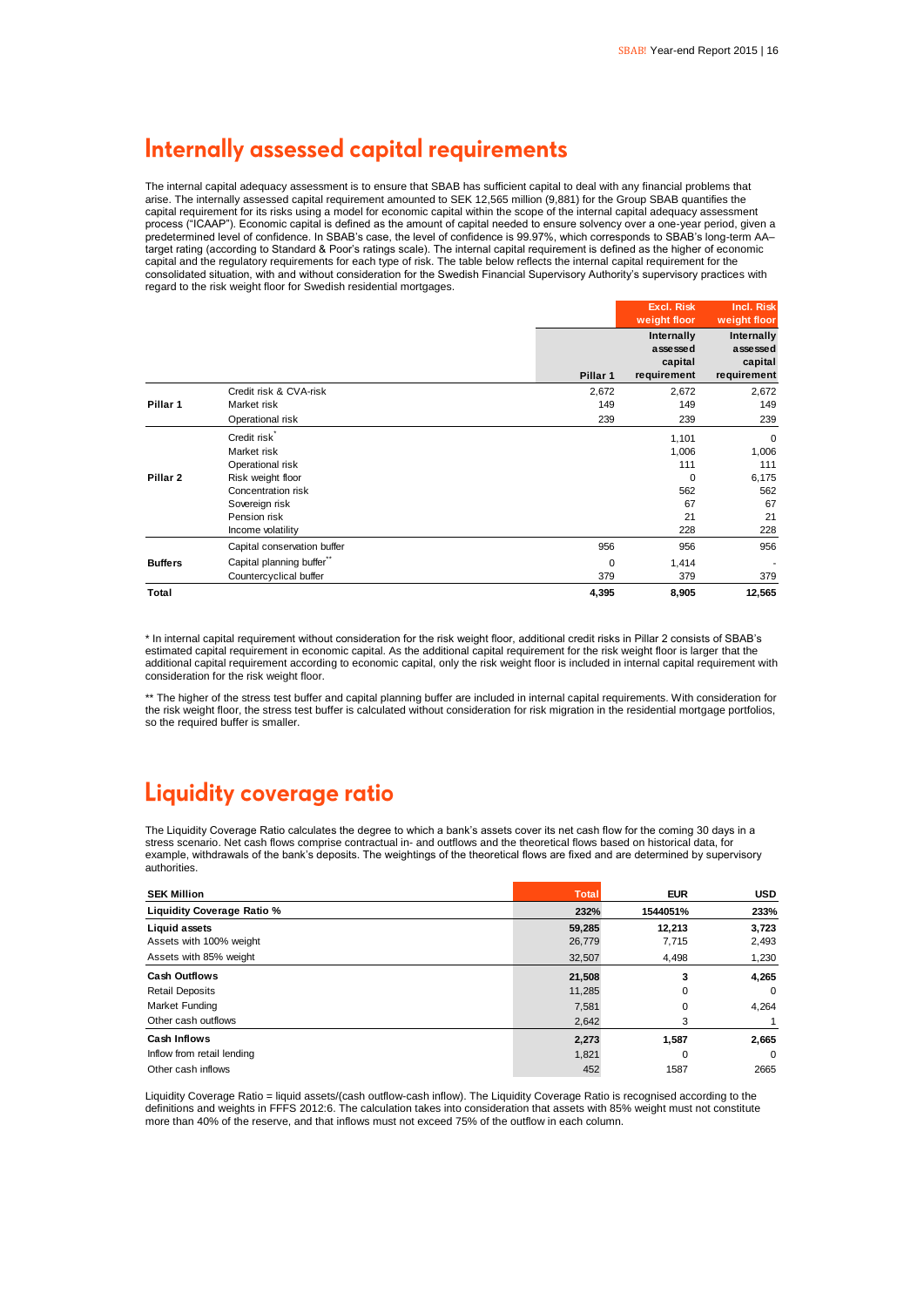## Internally assessed capital requirements

The internal capital adequacy assessment is to ensure that SBAB has sufficient capital to deal with any financial problems that arise. The internally assessed capital requirement amounted to SEK 12,565 million (9,881) for the Group SBAB quantifies the capital requirement for its risks using a model for economic capital within the scope of the internal capital adequacy assessment process ("ICAAP"). Economic capital is defined as the amount of capital needed to ensure solvency over a one-year period, given a predetermined level of confidence. In SBAB's case, the level of confidence is 99.97%, which corresponds to SBAB's long-term AA– target rating (according to Standard & Poor's ratings scale). The internal capital requirement is defined as the higher of economic capital and the regulatory requirements for each type of risk. The table below reflects the internal capital requirement for the consolidated situation, with and without consideration for the Swedish Financial Supervisory Authority's supervisory practices with regard to the risk weight floor for Swedish residential mortgages.

| | | | Excl. Risk weight floor | Incl. Risk weight floor |
|---|---|---|---|---|
| | | Pillar 1 | Internally assessed capital requirement | Internally assessed capital requirement |
| Pillar 1 | Credit risk & CVA-risk | 2,672 | 2,672 | 2,672 |
| | Market risk | 149 | 149 | 149 |
| | Operational risk | 239 | 239 | 239 |
| Pillar 2 | Credit risk* | | 1,101 | 0 |
| | Market risk | | 1,006 | 1,006 |
| | Operational risk | | 111 | 111 |
| | Risk weight floor | | 0 | 6,175 |
| | Concentration risk | | 562 | 562 |
| | Sovereign risk | | 67 | 67 |
| | Pension risk | | 21 | 21 |
| | Income volatility | | 228 | 228 |
| Buffers | Capital conservation buffer | 956 | 956 | 956 |
| | Capital planning buffer** | 0 | 1,414 | - |
| | Countercyclical buffer | 379 | 379 | 379 |
| **Total** | | **4,395** | **8,905** | **12,565** |

\* In internal capital requirement without consideration for the risk weight floor, additional credit risks in Pillar 2 consists of SBAB's estimated capital requirement in economic capital. As the additional capital requirement for the risk weight floor is larger that the additional capital requirement according to economic capital, only the risk weight floor is included in internal capital requirement with consideration for the risk weight floor.

\*\* The higher of the stress test buffer and capital planning buffer are included in internal capital requirements. With consideration for the risk weight floor, the stress test buffer is calculated without consideration for risk migration in the residential mortgage portfolios, so the required buffer is smaller.

## Liquidity coverage ratio

The Liquidity Coverage Ratio calculates the degree to which a bank's assets cover its net cash flow for the coming 30 days in a stress scenario. Net cash flows comprise contractual in- and outflows and the theoretical flows based on historical data, for example, withdrawals of the bank's deposits. The weightings of the theoretical flows are fixed and are determined by supervisory authorities.

| SEK Million | Total | EUR | USD |
|---|---|---|---|
| **Liquidity Coverage Ratio %** | **232%** | **1544051%** | **233%** |
| **Liquid assets** | **59,285** | **12,213** | **3,723** |
| Assets with 100% weight | 26,779 | 7,715 | 2,493 |
| Assets with 85% weight | 32,507 | 4,498 | 1,230 |
| **Cash Outflows** | **21,508** | **3** | **4,265** |
| Retail Deposits | 11,285 | 0 | 0 |
| Market Funding | 7,581 | 0 | 4,264 |
| Other cash outflows | 2,642 | 3 | 1 |
| **Cash Inflows** | **2,273** | **1,587** | **2,665** |
| Inflow from retail lending | 1,821 | 0 | 0 |
| Other cash inflows | 452 | 1587 | 2665 |

Liquidity Coverage Ratio = liquid assets/(cash outflow-cash inflow). The Liquidity Coverage Ratio is recognised according to the definitions and weights in FFFS 2012:6. The calculation takes into consideration that assets with 85% weight must not constitute more than 40% of the reserve, and that inflows must not exceed 75% of the outflow in each column.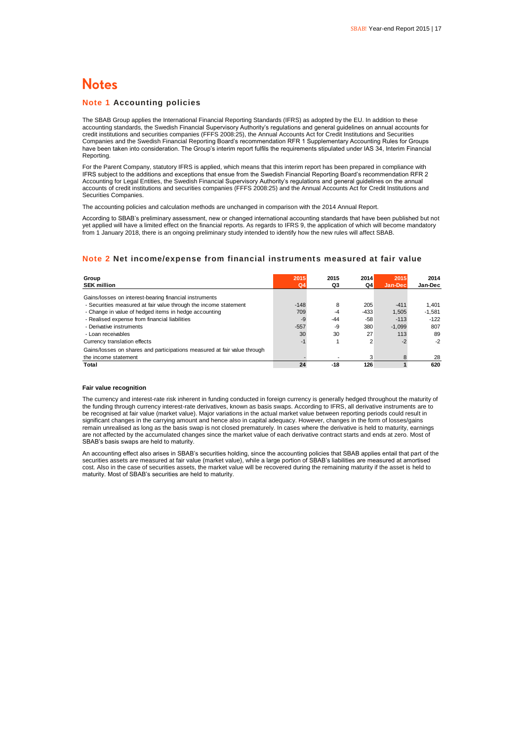# Notes

## Note 1 Accounting policies

The SBAB Group applies the International Financial Reporting Standards (IFRS) as adopted by the EU. In addition to these accounting standards, the Swedish Financial Supervisory Authority's regulations and general guidelines on annual accounts for credit institutions and securities companies (FFFS 2008:25), the Annual Accounts Act for Credit Institutions and Securities Companies and the Swedish Financial Reporting Board's recommendation RFR 1 Supplementary Accounting Rules for Groups have been taken into consideration. The Group's interim report fulfils the requirements stipulated under IAS 34, Interim Financial Reporting.

For the Parent Company, statutory IFRS is applied, which means that this interim report has been prepared in compliance with IFRS subject to the additions and exceptions that ensue from the Swedish Financial Reporting Board's recommendation RFR 2 Accounting for Legal Entities, the Swedish Financial Supervisory Authority's regulations and general guidelines on the annual accounts of credit institutions and securities companies (FFFS 2008:25) and the Annual Accounts Act for Credit Institutions and Securities Companies.

The accounting policies and calculation methods are unchanged in comparison with the 2014 Annual Report.

According to SBAB's preliminary assessment, new or changed international accounting standards that have been published but not yet applied will have a limited effect on the financial reports. As regards to IFRS 9, the application of which will become mandatory from 1 January 2018, there is an ongoing preliminary study intended to identify how the new rules will affect SBAB.

## Note 2 Net income/expense from financial instruments measured at fair value

| Group<br>SEK million | 2015<br>Q4 | 2015<br>Q3 | 2014<br>Q4 | 2015<br>Jan-Dec | 2014<br>Jan-Dec |
|---|---|---|---|---|---|
| Gains/losses on interest-bearing financial instruments | | | | | |
| - Securities measured at fair value through the income statement | -148 | 8 | 205 | -411 | 1,401 |
| - Change in value of hedged items in hedge accounting | 709 | -4 | -433 | 1,505 | -1,581 |
| - Realised expense from financial liabilities | -9 | -44 | -58 | -113 | -122 |
| - Derivative instruments | -557 | -9 | 380 | -1,099 | 807 |
| - Loan receivables | 30 | 30 | 27 | 113 | 89 |
| Currency translation effects | -1 | 1 | 2 | -2 | -2 |
| Gains/losses on shares and participations measured at fair value through the income statement | - | - | 3 | 8 | 28 |
| **Total** | **24** | **-18** | **126** | **1** | **620** |

**Fair value recognition**

The currency and interest-rate risk inherent in funding conducted in foreign currency is generally hedged throughout the maturity of the funding through currency interest-rate derivatives, known as basis swaps. According to IFRS, all derivative instruments are to be recognised at fair value (market value). Major variations in the actual market value between reporting periods could result in significant changes in the carrying amount and hence also in capital adequacy. However, changes in the form of losses/gains remain unrealised as long as the basis swap is not closed prematurely. In cases where the derivative is held to maturity, earnings are not affected by the accumulated changes since the market value of each derivative contract starts and ends at zero. Most of SBAB's basis swaps are held to maturity.

An accounting effect also arises in SBAB's securities holding, since the accounting policies that SBAB applies entail that part of the securities assets are measured at fair value (market value), while a large portion of SBAB's liabilities are measured at amortised cost. Also in the case of securities assets, the market value will be recovered during the remaining maturity if the asset is held to maturity. Most of SBAB's securities are held to maturity.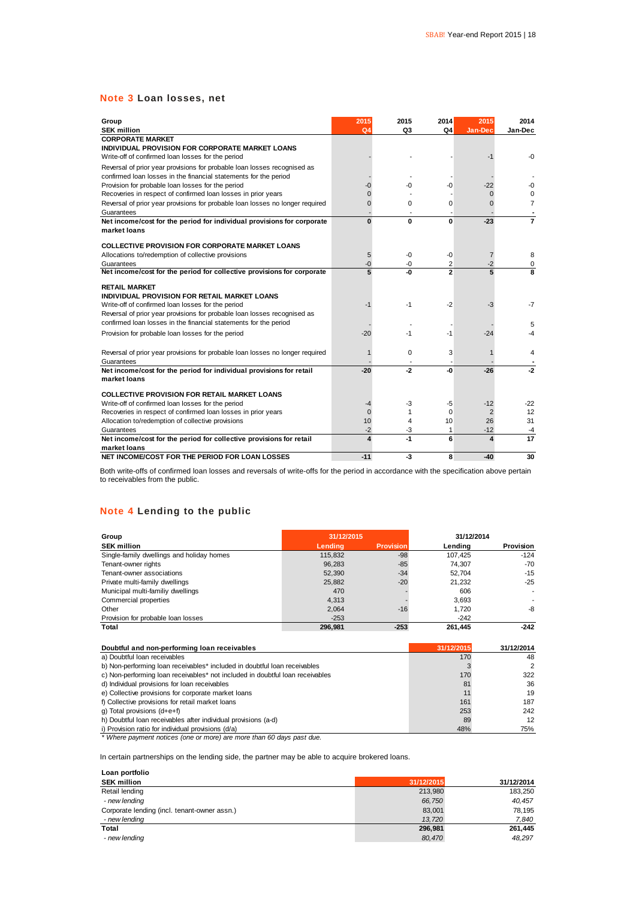## Note 3 Loan losses, net

| Group<br>SEK million | 2015<br>Q4 | 2015<br>Q3 | 2014<br>Q4 | 2015<br>Jan-Dec | 2014<br>Jan-Dec |
|---|---|---|---|---|---|
| **CORPORATE MARKET** | | | | | |
| **INDIVIDUAL PROVISION FOR CORPORATE MARKET LOANS** | | | | | |
| Write-off of confirmed loan losses for the period | - | - | - | -1 | -0 |
| Reversal of prior year provisions for probable loan losses recognised as confirmed loan losses in the financial statements for the period | - | - | - | - | - |
| Provision for probable loan losses for the period | -0 | -0 | -0 | -22 | -0 |
| Recoveries in respect of confirmed loan losses in prior years | 0 | - | - | 0 | 0 |
| Reversal of prior year provisions for probable loan losses no longer required | 0 | 0 | 0 | 0 | 7 |
| Guarantees | - | - | - | - | - |
| **Net income/cost for the period for individual provisions for corporate market loans** | **0** | **0** | **0** | **-23** | **7** |
| **COLLECTIVE PROVISION FOR CORPORATE MARKET LOANS** | | | | | |
| Allocations to/redemption of collective provisions | 5 | -0 | -0 | 7 | 8 |
| Guarantees | -0 | -0 | 2 | -2 | 0 |
| **Net income/cost for the period for collective provisions for corporate** | **5** | **-0** | **2** | **5** | **8** |
| **RETAIL MARKET** | | | | | |
| **INDIVIDUAL PROVISION FOR RETAIL MARKET LOANS** | | | | | |
| Write-off of confirmed loan losses for the period | -1 | -1 | -2 | -3 | -7 |
| Reversal of prior year provisions for probable loan losses recognised as confirmed loan losses in the financial statements for the period | - | - | - | - | 5 |
| Provision for probable loan losses for the period | -20 | -1 | -1 | -24 | -4 |
| Reversal of prior year provisions for probable loan losses no longer required | 1 | 0 | 3 | 1 | 4 |
| Guarantees | - | - | - | - | - |
| **Net income/cost for the period for individual provisions for retail market loans** | **-20** | **-2** | **-0** | **-26** | **-2** |
| **COLLECTIVE PROVISION FOR RETAIL MARKET LOANS** | | | | | |
| Write-off of confirmed loan losses for the period | -4 | -3 | -5 | -12 | -22 |
| Recoveries in respect of confirmed loan losses in prior years | 0 | 1 | 0 | 2 | 12 |
| Allocation to/redemption of collective provisions | 10 | 4 | 10 | 26 | 31 |
| Guarantees | -2 | -3 | 1 | -12 | -4 |
| **Net income/cost for the period for collective provisions for retail market loans** | **4** | **-1** | **6** | **4** | **17** |
| **NET INCOME/COST FOR THE PERIOD FOR LOAN LOSSES** | **-11** | **-3** | **8** | **-40** | **30** |

Both write-offs of confirmed loan losses and reversals of write-offs for the period in accordance with the specification above pertain to receivables from the public.

## Note 4 Lending to the public

| Group | 31/12/2015 | | 31/12/2014 | |
|---|---|---|---|---|
| **SEK million** | **Lending** | **Provision** | **Lending** | **Provision** |
| Single-family dwellings and holiday homes | 115,832 | -98 | 107,425 | -124 |
| Tenant-owner rights | 96,283 | -85 | 74,307 | -70 |
| Tenant-owner associations | 52,390 | -34 | 52,704 | -15 |
| Private multi-family dwellings | 25,882 | -20 | 21,232 | -25 |
| Municipal multi-familiy dwellings | 470 | - | 606 | - |
| Commercial properties | 4,313 | - | 3,693 | - |
| Other | 2,064 | -16 | 1,720 | -8 |
| Provision for probable loan losses | -253 | | -242 | |
| **Total** | **296,981** | **-253** | **261,445** | **-242** |

| Doubtful and non-performing loan receivables | 31/12/2015 | 31/12/2014 |
|---|---|---|
| a) Doubtful loan receivables | 170 | 48 |
| b) Non-performing loan receivables* included in doubtful loan receivables | 3 | 2 |
| c) Non-performing loan receivables* not included in doubtful loan receivables | 170 | 322 |
| d) Individual provisions for loan receivables | 81 | 36 |
| e) Collective provisions for corporate market loans | 11 | 19 |
| f) Collective provisions for retail market loans | 161 | 187 |
| g) Total provisions (d+e+f) | 253 | 242 |
| h) Doubtful loan receivables after individual provisions (a-d) | 89 | 12 |
| i) Provision ratio for individual provisions (d/a) | 48% | 75% |

*\* Where payment notices (one or more) are more than 60 days past due.*

In certain partnerships on the lending side, the partner may be able to acquire brokered loans.

| Loan portfolio<br>SEK million | 31/12/2015 | 31/12/2014 |
|---|---|---|
| Retail lending | 213,980 | 183,250 |
| *- new lending* | *66,750* | *40,457* |
| Corporate lending (incl. tenant-owner assn.) | 83,001 | 78,195 |
| *- new lending* | *13,720* | *7,840* |
| **Total** | **296,981** | **261,445** |
| *- new lending* | *80,470* | *48,297* |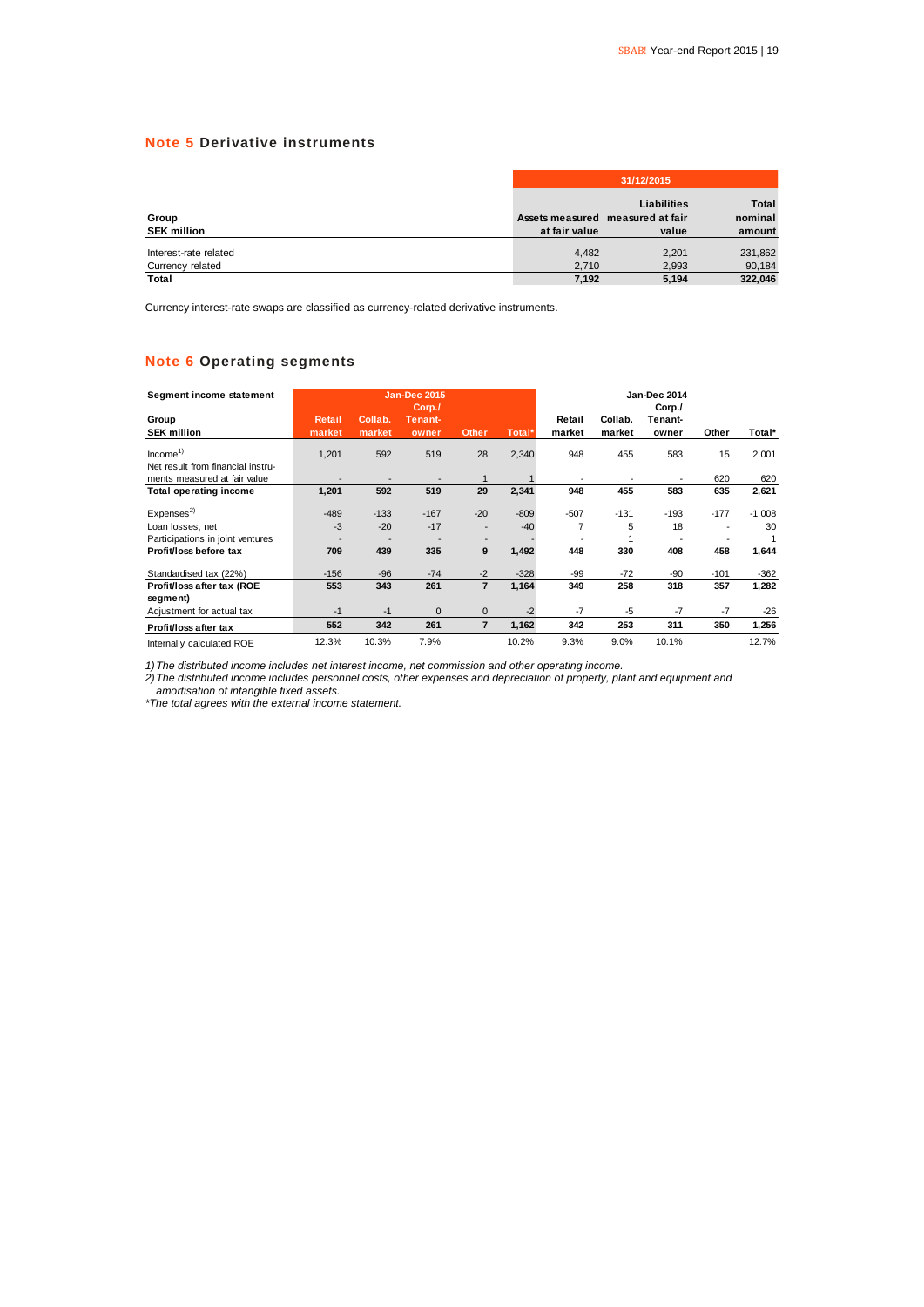## Note 5 Derivative instruments

| Group<br>SEK million | 31/12/2015<br>Assets measured at fair value | Liabilities measured at fair value | Total nominal amount |
|---|---|---|---|
| Interest-rate related | 4,482 | 2,201 | 231,862 |
| Currency related | 2,710 | 2,993 | 90,184 |
| **Total** | **7,192** | **5,194** | **322,046** |

Currency interest-rate swaps are classified as currency-related derivative instruments.

## Note 6 Operating segments

| Segment income statement | Jan-Dec 2015 | | | | | Jan-Dec 2014 | | | | |
|---|---|---|---|---|---|---|---|---|---|---|
| Group<br>SEK million | Retail market | Collab. market | Corp./ Tenant-owner | Other | Total* | Retail market | Collab. market | Corp./ Tenant-owner | Other | Total* |
| Income[1] | 1,201 | 592 | 519 | 28 | 2,340 | 948 | 455 | 583 | 15 | 2,001 |
| Net result from financial instruments measured at fair value | - | - | - | 1 | 1 | - | - | - | 620 | 620 |
| **Total operating income** | **1,201** | **592** | **519** | **29** | **2,341** | **948** | **455** | **583** | **635** | **2,621** |
| Expenses[2] | -489 | -133 | -167 | -20 | -809 | -507 | -131 | -193 | -177 | -1,008 |
| Loan losses, net | -3 | -20 | -17 | - | -40 | 7 | 5 | 18 | - | 30 |
| Participations in joint ventures | - | - | - | - | - | - | 1 | - | - | 1 |
| **Profit/loss before tax** | **709** | **439** | **335** | **9** | **1,492** | **448** | **330** | **408** | **458** | **1,644** |
| Standardised tax (22%) | -156 | -96 | -74 | -2 | -328 | -99 | -72 | -90 | -101 | -362 |
| **Profit/loss after tax (ROE segment)** | **553** | **343** | **261** | **7** | **1,164** | **349** | **258** | **318** | **357** | **1,282** |
| Adjustment for actual tax | -1 | -1 | 0 | 0 | -2 | -7 | -5 | -7 | -7 | -26 |
| **Profit/loss after tax** | **552** | **342** | **261** | **7** | **1,162** | **342** | **253** | **311** | **350** | **1,256** |
| Internally calculated ROE | 12.3% | 10.3% | 7.9% | | 10.2% | 9.3% | 9.0% | 10.1% | | 12.7% |

*1) The distributed income includes net interest income, net commission and other operating income.*
*2) The distributed income includes personnel costs, other expenses and depreciation of property, plant and equipment and amortisation of intangible fixed assets.*
*\*The total agrees with the external income statement.*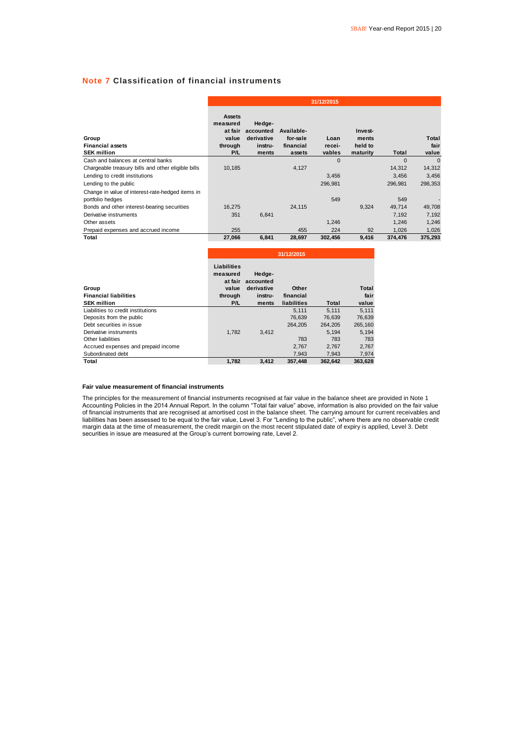## Note 7 Classification of financial instruments

| Group<br>Financial assets<br>SEK million | 31/12/2015 | | | | | | |
|---|---|---|---|---|---|---|---|
| | Assets measured at fair value through P/L | Hedge-accounted derivative instru-ments | Available-for-sale financial assets | Loan recei-vables | Invest-ments held to maturity | Total | Total fair value |
| Cash and balances at central banks | | | | 0 | | 0 | 0 |
| Chargeable treasury bills and other eligible bills | 10,185 | | 4,127 | | | 14,312 | 14,312 |
| Lending to credit institutions | | | | 3,456 | | 3,456 | 3,456 |
| Lending to the public | | | | 296,981 | | 296,981 | 298,353 |
| Change in value of interest-rate-hedged items in portfolio hedges | | | | 549 | | 549 | - |
| Bonds and other interest-bearing securities | 16,275 | | 24,115 | | 9,324 | 49,714 | 49,708 |
| Derivative instruments | 351 | 6,841 | | | | 7,192 | 7,192 |
| Other assets | | | | 1,246 | | 1,246 | 1,246 |
| Prepaid expenses and accrued income | 255 | | 455 | 224 | 92 | 1,026 | 1,026 |
| **Total** | **27,066** | **6,841** | **28,697** | **302,456** | **9,416** | **374,476** | **375,293** |

| Group<br>Financial liabilities<br>SEK million | 31/12/2015 | | | | |
|---|---|---|---|---|---|
| | Liabilities measured at fair value through P/L | Hedge-accounted derivative instru-ments | Other financial liabilities | Total | Total fair value |
| Liabilities to credit institutions | | | 5,111 | 5,111 | 5,111 |
| Deposits from the public | | | 76,639 | 76,639 | 76,639 |
| Debt securities in issue | | | 264,205 | 264,205 | 265,160 |
| Derivative instruments | 1,782 | 3,412 | | 5,194 | 5,194 |
| Other liabilities | | | 783 | 783 | 783 |
| Accrued expenses and prepaid income | | | 2,767 | 2,767 | 2,767 |
| Subordinated debt | | | 7,943 | 7,943 | 7,974 |
| **Total** | **1,782** | **3,412** | **357,448** | **362,642** | **363,628** |

**Fair value measurement of financial instruments**

The principles for the measurement of financial instruments recognised at fair value in the balance sheet are provided in Note 1 Accounting Policies in the 2014 Annual Report. In the column "Total fair value" above, information is also provided on the fair value of financial instruments that are recognised at amortised cost in the balance sheet. The carrying amount for current receivables and liabilities has been assessed to be equal to the fair value, Level 3. For "Lending to the public", where there are no observable credit margin data at the time of measurement, the credit margin on the most recent stipulated date of expiry is applied, Level 3. Debt securities in issue are measured at the Group's current borrowing rate, Level 2.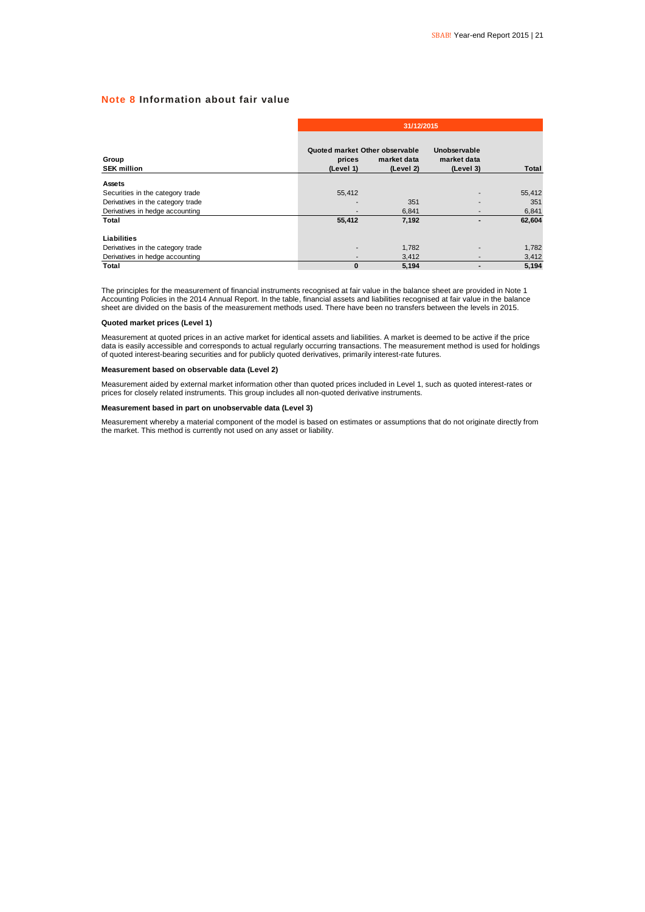## Note 8 Information about fair value

| Group<br>SEK million | 31/12/2015 | | | |
|---|---|---|---|---|
| | Quoted market prices (Level 1) | Other observable market data (Level 2) | Unobservable market data (Level 3) | Total |
| **Assets** | | | | |
| Securities in the category trade | 55,412 | | - | 55,412 |
| Derivatives in the category trade | - | 351 | - | 351 |
| Derivatives in hedge accounting | - | 6,841 | - | 6,841 |
| **Total** | **55,412** | **7,192** | **-** | **62,604** |
| **Liabilities** | | | | |
| Derivatives in the category trade | - | 1,782 | - | 1,782 |
| Derivatives in hedge accounting | - | 3,412 | - | 3,412 |
| **Total** | **0** | **5,194** | **-** | **5,194** |

The principles for the measurement of financial instruments recognised at fair value in the balance sheet are provided in Note 1 Accounting Policies in the 2014 Annual Report. In the table, financial assets and liabilities recognised at fair value in the balance sheet are divided on the basis of the measurement methods used. There have been no transfers between the levels in 2015.

**Quoted market prices (Level 1)**

Measurement at quoted prices in an active market for identical assets and liabilities. A market is deemed to be active if the price data is easily accessible and corresponds to actual regularly occurring transactions. The measurement method is used for holdings of quoted interest-bearing securities and for publicly quoted derivatives, primarily interest-rate futures.

**Measurement based on observable data (Level 2)**

Measurement aided by external market information other than quoted prices included in Level 1, such as quoted interest-rates or prices for closely related instruments. This group includes all non-quoted derivative instruments.

**Measurement based in part on unobservable data (Level 3)**

Measurement whereby a material component of the model is based on estimates or assumptions that do not originate directly from the market. This method is currently not used on any asset or liability.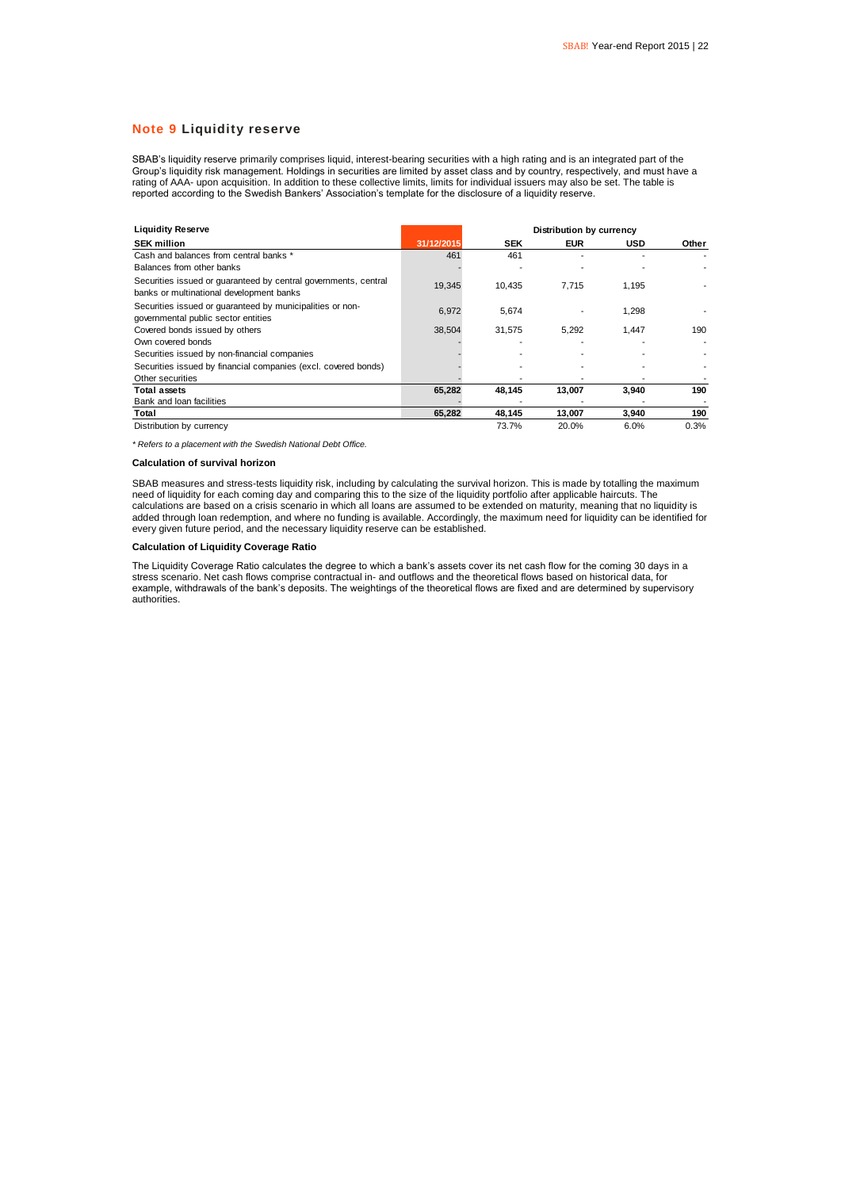## Note 9 Liquidity reserve

SBAB's liquidity reserve primarily comprises liquid, interest-bearing securities with a high rating and is an integrated part of the Group's liquidity risk management. Holdings in securities are limited by asset class and by country, respectively, and must have a rating of AAA- upon acquisition. In addition to these collective limits, limits for individual issuers may also be set. The table is reported according to the Swedish Bankers' Association's template for the disclosure of a liquidity reserve.

| **Liquidity Reserve** | | **Distribution by currency** | | | |
|---|---|---|---|---|---|
| **SEK million** | **31/12/2015** | **SEK** | **EUR** | **USD** | **Other** |
| Cash and balances from central banks * | 461 | 461 | - | - | - |
| Balances from other banks | - | - | - | - | - |
| Securities issued or guaranteed by central governments, central banks or multinational development banks | 19,345 | 10,435 | 7,715 | 1,195 | - |
| Securities issued or guaranteed by municipalities or non-governmental public sector entities | 6,972 | 5,674 | - | 1,298 | - |
| Covered bonds issued by others | 38,504 | 31,575 | 5,292 | 1,447 | 190 |
| Own covered bonds | - | - | - | - | - |
| Securities issued by non-financial companies | - | - | - | - | - |
| Securities issued by financial companies (excl. covered bonds) | - | - | - | - | - |
| Other securities | - | - | - | - | - |
| **Total assets** | **65,282** | **48,145** | **13,007** | **3,940** | **190** |
| Bank and loan facilities | - | - | - | - | - |
| **Total** | **65,282** | **48,145** | **13,007** | **3,940** | **190** |
| Distribution by currency | | 73.7% | 20.0% | 6.0% | 0.3% |

*\* Refers to a placement with the Swedish National Debt Office.*

#### Calculation of survival horizon

SBAB measures and stress-tests liquidity risk, including by calculating the survival horizon. This is made by totalling the maximum need of liquidity for each coming day and comparing this to the size of the liquidity portfolio after applicable haircuts. The calculations are based on a crisis scenario in which all loans are assumed to be extended on maturity, meaning that no liquidity is added through loan redemption, and where no funding is available. Accordingly, the maximum need for liquidity can be identified for every given future period, and the necessary liquidity reserve can be established.

#### Calculation of Liquidity Coverage Ratio

The Liquidity Coverage Ratio calculates the degree to which a bank's assets cover its net cash flow for the coming 30 days in a stress scenario. Net cash flows comprise contractual in- and outflows and the theoretical flows based on historical data, for example, withdrawals of the bank's deposits. The weightings of the theoretical flows are fixed and are determined by supervisory authorities.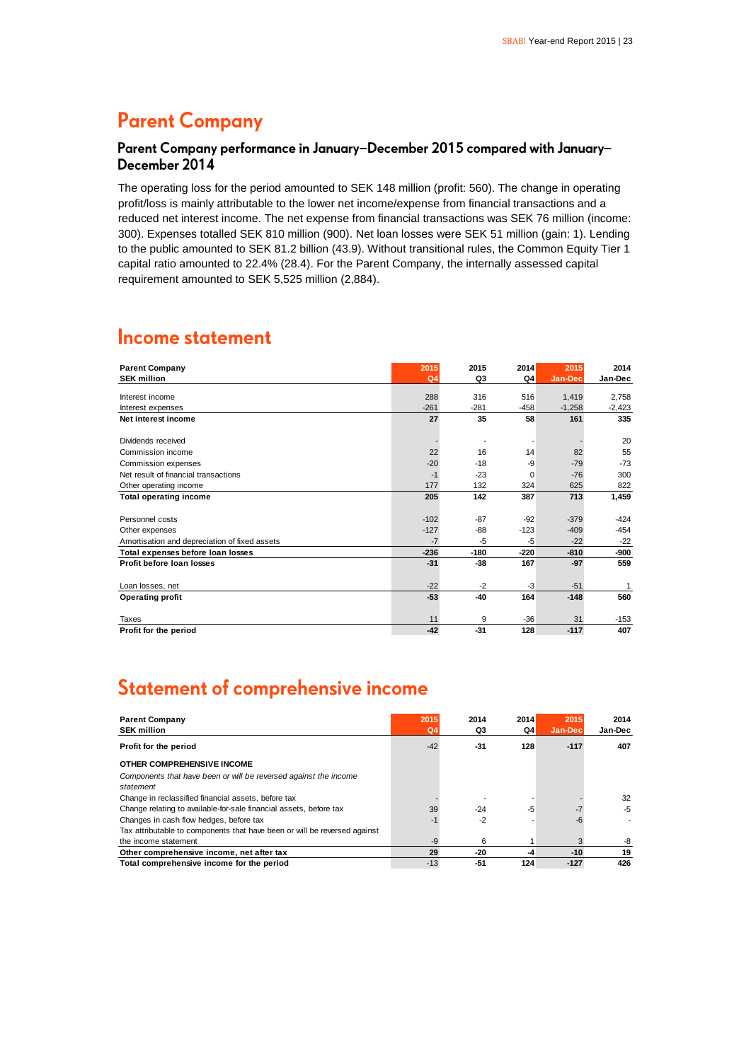# Parent Company

### Parent Company performance in January–December 2015 compared with January–December 2014

The operating loss for the period amounted to SEK 148 million (profit: 560). The change in operating profit/loss is mainly attributable to the lower net income/expense from financial transactions and a reduced net interest income. The net expense from financial transactions was SEK 76 million (income: 300). Expenses totalled SEK 810 million (900). Net loan losses were SEK 51 million (gain: 1). Lending to the public amounted to SEK 81.2 billion (43.9). Without transitional rules, the Common Equity Tier 1 capital ratio amounted to 22.4% (28.4). For the Parent Company, the internally assessed capital requirement amounted to SEK 5,525 million (2,884).

# Income statement

| **Parent Company**<br>**SEK million** | 2015<br>Q4 | 2015<br>Q3 | 2014<br>Q4 | 2015<br>Jan-Dec | 2014<br>Jan-Dec |
|---|---|---|---|---|---|
| Interest income | 288 | 316 | 516 | 1,419 | 2,758 |
| Interest expenses | -261 | -281 | -458 | -1,258 | -2,423 |
| **Net interest income** | **27** | **35** | **58** | **161** | **335** |
| Dividends received | - | - | - | - | 20 |
| Commission income | 22 | 16 | 14 | 82 | 55 |
| Commission expenses | -20 | -18 | -9 | -79 | -73 |
| Net result of financial transactions | -1 | -23 | 0 | -76 | 300 |
| Other operating income | 177 | 132 | 324 | 625 | 822 |
| **Total operating income** | **205** | **142** | **387** | **713** | **1,459** |
| Personnel costs | -102 | -87 | -92 | -379 | -424 |
| Other expenses | -127 | -88 | -123 | -409 | -454 |
| Amortisation and depreciation of fixed assets | -7 | -5 | -5 | -22 | -22 |
| **Total expenses before loan losses** | **-236** | **-180** | **-220** | **-810** | **-900** |
| **Profit before loan losses** | **-31** | **-38** | **167** | **-97** | **559** |
| Loan losses, net | -22 | -2 | -3 | -51 | 1 |
| **Operating profit** | **-53** | **-40** | **164** | **-148** | **560** |
| Taxes | 11 | 9 | -36 | 31 | -153 |
| **Profit for the period** | **-42** | **-31** | **128** | **-117** | **407** |

# Statement of comprehensive income

| **Parent Company**<br>**SEK million** | 2015<br>Q4 | 2014<br>Q3 | 2014<br>Q4 | 2015<br>Jan-Dec | 2014<br>Jan-Dec |
|---|---|---|---|---|---|
| **Profit for the period** | -42 | **-31** | **128** | **-117** | **407** |
| **OTHER COMPREHENSIVE INCOME** | | | | | |
| *Components that have been or will be reversed against the income statement* | | | | | |
| Change in reclassified financial assets, before tax | - | - | - | - | 32 |
| Change relating to available-for-sale financial assets, before tax | 39 | -24 | -5 | -7 | -5 |
| Changes in cash flow hedges, before tax | -1 | -2 | - | -6 | - |
| Tax attributable to components that have been or will be reversed against the income statement | -9 | 6 | 1 | 3 | -8 |
| **Other comprehensive income, net after tax** | **29** | **-20** | **-4** | **-10** | **19** |
| **Total comprehensive income for the period** | -13 | **-51** | **124** | **-127** | **426** |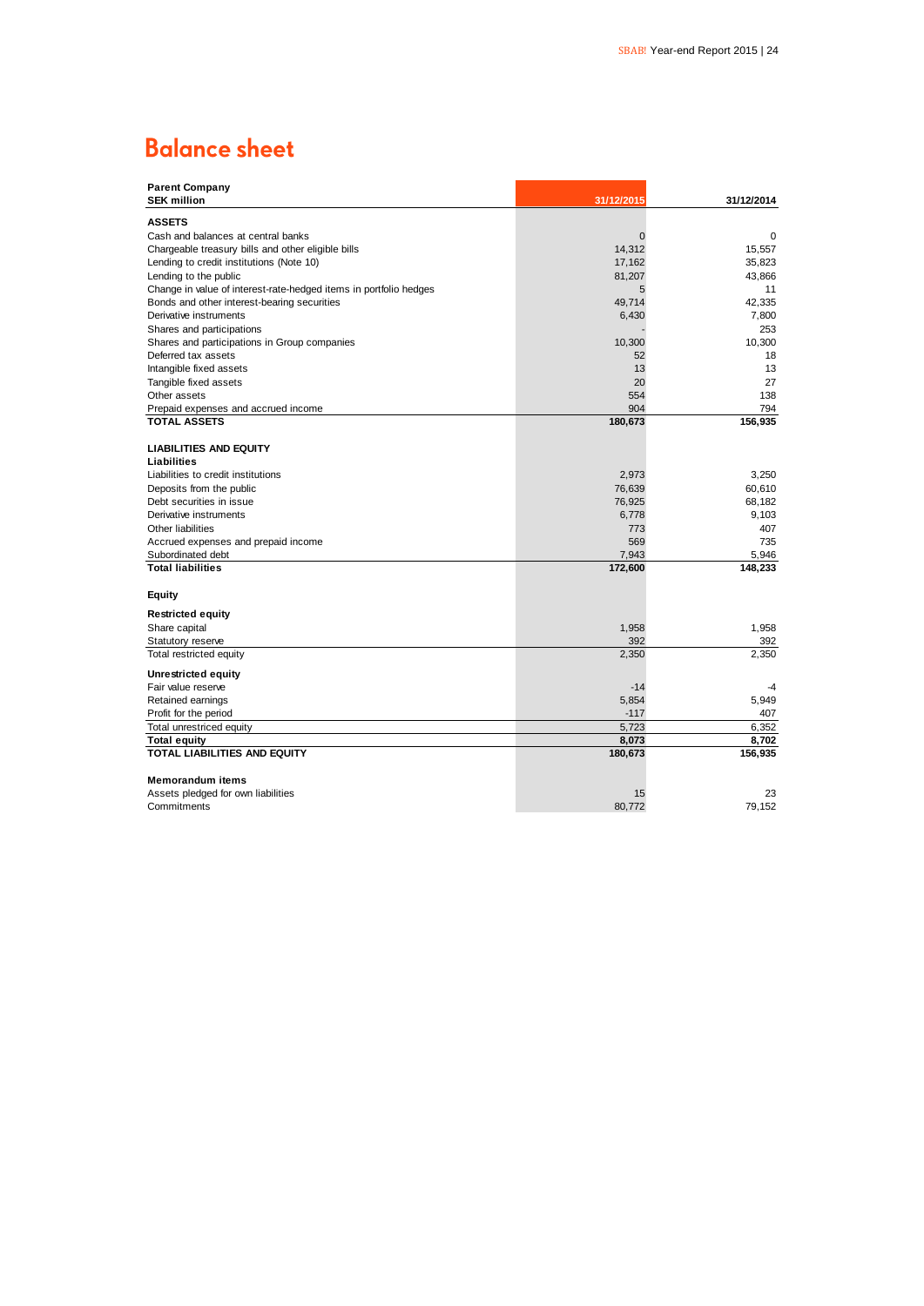# Balance sheet

| Parent Company<br>SEK million | 31/12/2015 | 31/12/2014 |
|---|---|---|
| **ASSETS** | | |
| Cash and balances at central banks | 0 | 0 |
| Chargeable treasury bills and other eligible bills | 14,312 | 15,557 |
| Lending to credit institutions (Note 10) | 17,162 | 35,823 |
| Lending to the public | 81,207 | 43,866 |
| Change in value of interest-rate-hedged items in portfolio hedges | 5 | 11 |
| Bonds and other interest-bearing securities | 49,714 | 42,335 |
| Derivative instruments | 6,430 | 7,800 |
| Shares and participations | - | 253 |
| Shares and participations in Group companies | 10,300 | 10,300 |
| Deferred tax assets | 52 | 18 |
| Intangible fixed assets | 13 | 13 |
| Tangible fixed assets | 20 | 27 |
| Other assets | 554 | 138 |
| Prepaid expenses and accrued income | 904 | 794 |
| **TOTAL ASSETS** | **180,673** | **156,935** |
| | | |
| **LIABILITIES AND EQUITY** | | |
| **Liabilities** | | |
| Liabilities to credit institutions | 2,973 | 3,250 |
| Deposits from the public | 76,639 | 60,610 |
| Debt securities in issue | 76,925 | 68,182 |
| Derivative instruments | 6,778 | 9,103 |
| Other liabilities | 773 | 407 |
| Accrued expenses and prepaid income | 569 | 735 |
| Subordinated debt | 7,943 | 5,946 |
| **Total liabilities** | **172,600** | **148,233** |
| | | |
| **Equity** | | |
| **Restricted equity** | | |
| Share capital | 1,958 | 1,958 |
| Statutory reserve | 392 | 392 |
| Total restricted equity | 2,350 | 2,350 |
| **Unrestricted equity** | | |
| Fair value reserve | -14 | -4 |
| Retained earnings | 5,854 | 5,949 |
| Profit for the period | -117 | 407 |
| Total unrestriced equity | 5,723 | 6,352 |
| **Total equity** | **8,073** | **8,702** |
| **TOTAL LIABILITIES AND EQUITY** | **180,673** | **156,935** |
| | | |
| **Memorandum items** | | |
| Assets pledged for own liabilities | 15 | 23 |
| Commitments | 80,772 | 79,152 |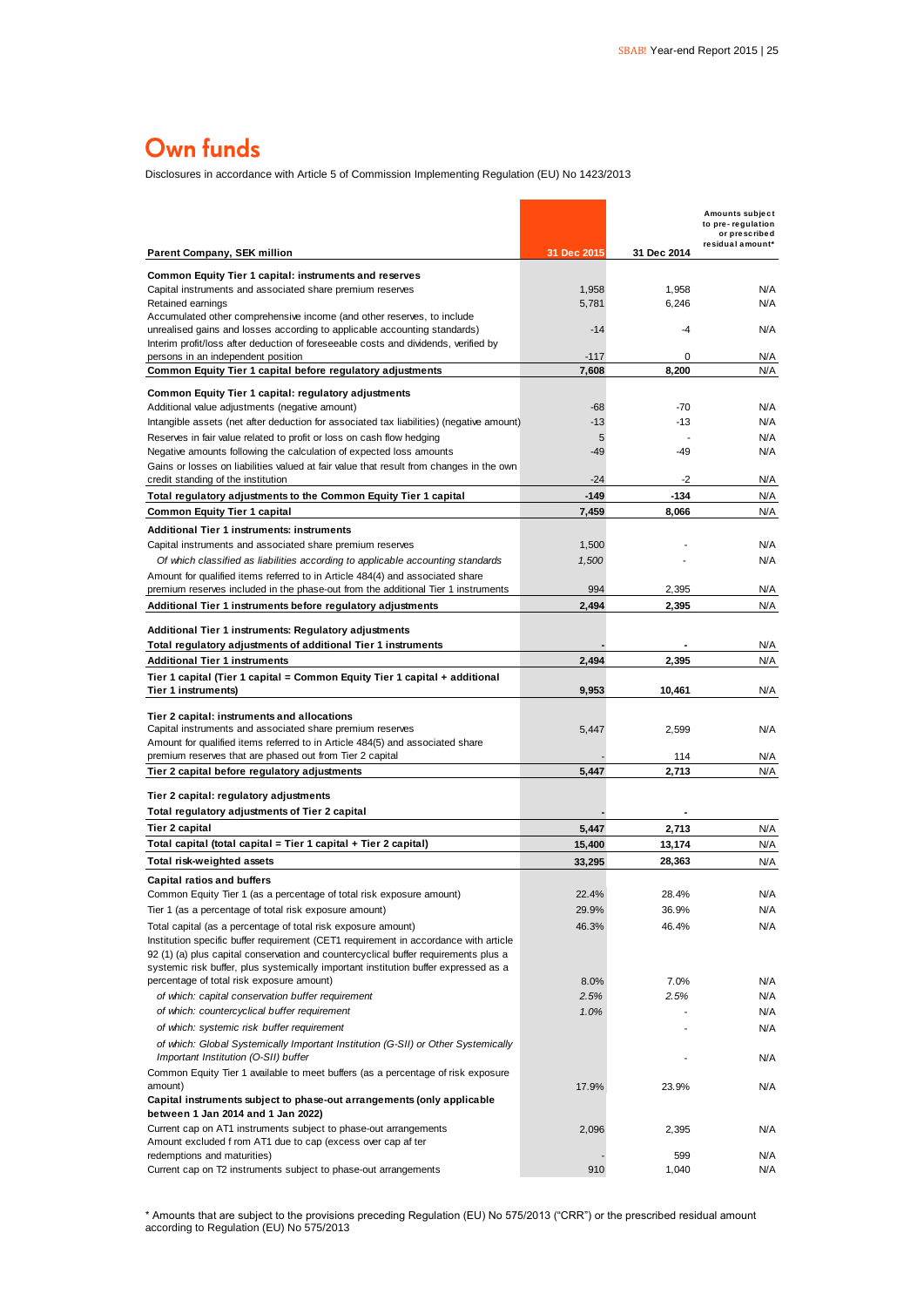# Own funds

Disclosures in accordance with Article 5 of Commission Implementing Regulation (EU) No 1423/2013

| Parent Company, SEK million | 31 Dec 2015 | 31 Dec 2014 | Amounts subject to pre-regulation or prescribed residual amount* |
|---|---|---|---|
| **Common Equity Tier 1 capital: instruments and reserves** | | | |
| Capital instruments and associated share premium reserves | 1,958 | 1,958 | N/A |
| Retained earnings | 5,781 | 6,246 | N/A |
| Accumulated other comprehensive income (and other reserves, to include unrealised gains and losses according to applicable accounting standards) | -14 | -4 | N/A |
| Interim profit/loss after deduction of foreseeable costs and dividends, verified by persons in an independent position | -117 | 0 | N/A |
| **Common Equity Tier 1 capital before regulatory adjustments** | **7,608** | **8,200** | N/A |
| **Common Equity Tier 1 capital: regulatory adjustments** | | | |
| Additional value adjustments (negative amount) | -68 | -70 | N/A |
| Intangible assets (net after deduction for associated tax liabilities) (negative amount) | -13 | -13 | N/A |
| Reserves in fair value related to profit or loss on cash flow hedging | 5 | - | N/A |
| Negative amounts following the calculation of expected loss amounts | -49 | -49 | N/A |
| Gains or losses on liabilities valued at fair value that result from changes in the own credit standing of the institution | -24 | -2 | N/A |
| **Total regulatory adjustments to the Common Equity Tier 1 capital** | **-149** | **-134** | N/A |
| **Common Equity Tier 1 capital** | **7,459** | **8,066** | N/A |
| **Additional Tier 1 instruments: instruments** | | | |
| Capital instruments and associated share premium reserves | 1,500 | - | N/A |
| *Of which classified as liabilities according to applicable accounting standards* | *1,500* | - | N/A |
| Amount for qualified items referred to in Article 484(4) and associated share premium reserves included in the phase-out from the additional Tier 1 instruments | 994 | 2,395 | N/A |
| **Additional Tier 1 instruments before regulatory adjustments** | **2,494** | **2,395** | N/A |
| **Additional Tier 1 instruments: Regulatory adjustments** | | | |
| **Total regulatory adjustments of additional Tier 1 instruments** | **-** | **-** | N/A |
| **Additional Tier 1 instruments** | **2,494** | **2,395** | N/A |
| **Tier 1 capital (Tier 1 capital = Common Equity Tier 1 capital + additional Tier 1 instruments)** | **9,953** | **10,461** | N/A |
| **Tier 2 capital: instruments and allocations** | | | |
| Capital instruments and associated share premium reserves | 5,447 | 2,599 | N/A |
| Amount for qualified items referred to in Article 484(5) and associated share premium reserves that are phased out from Tier 2 capital | - | 114 | N/A |
| **Tier 2 capital before regulatory adjustments** | **5,447** | **2,713** | N/A |
| **Tier 2 capital: regulatory adjustments** | | | |
| **Total regulatory adjustments of Tier 2 capital** | **-** | **-** | |
| **Tier 2 capital** | **5,447** | **2,713** | N/A |
| **Total capital (total capital = Tier 1 capital + Tier 2 capital)** | **15,400** | **13,174** | N/A |
| **Total risk-weighted assets** | **33,295** | **28,363** | N/A |
| **Capital ratios and buffers** | | | |
| Common Equity Tier 1 (as a percentage of total risk exposure amount) | 22.4% | 28.4% | N/A |
| Tier 1 (as a percentage of total risk exposure amount) | 29.9% | 36.9% | N/A |
| Total capital (as a percentage of total risk exposure amount) | 46.3% | 46.4% | N/A |
| Institution specific buffer requirement (CET1 requirement in accordance with article 92 (1) (a) plus capital conservation and countercyclical buffer requirements plus a systemic risk buffer, plus systemically important institution buffer expressed as a percentage of total risk exposure amount) | 8.0% | 7.0% | N/A |
| *of which: capital conservation buffer requirement* | *2.5%* | *2.5%* | N/A |
| *of which: countercyclical buffer requirement* | *1.0%* | - | N/A |
| *of which: systemic risk buffer requirement* | | - | N/A |
| *of which: Global Systemically Important Institution (G-SII) or Other Systemically Important Institution (O-SII) buffer* | | - | N/A |
| Common Equity Tier 1 available to meet buffers (as a percentage of risk exposure amount) | 17.9% | 23.9% | N/A |
| **Capital instruments subject to phase-out arrangements (only applicable between 1 Jan 2014 and 1 Jan 2022)** | | | |
| Current cap on AT1 instruments subject to phase-out arrangements | 2,096 | 2,395 | N/A |
| Amount excluded from AT1 due to cap (excess over cap after redemptions and maturities) | - | 599 | N/A |
| Current cap on T2 instruments subject to phase-out arrangements | 910 | 1,040 | N/A |

\* Amounts that are subject to the provisions preceding Regulation (EU) No 575/2013 ("CRR") or the prescribed residual amount according to Regulation (EU) No 575/2013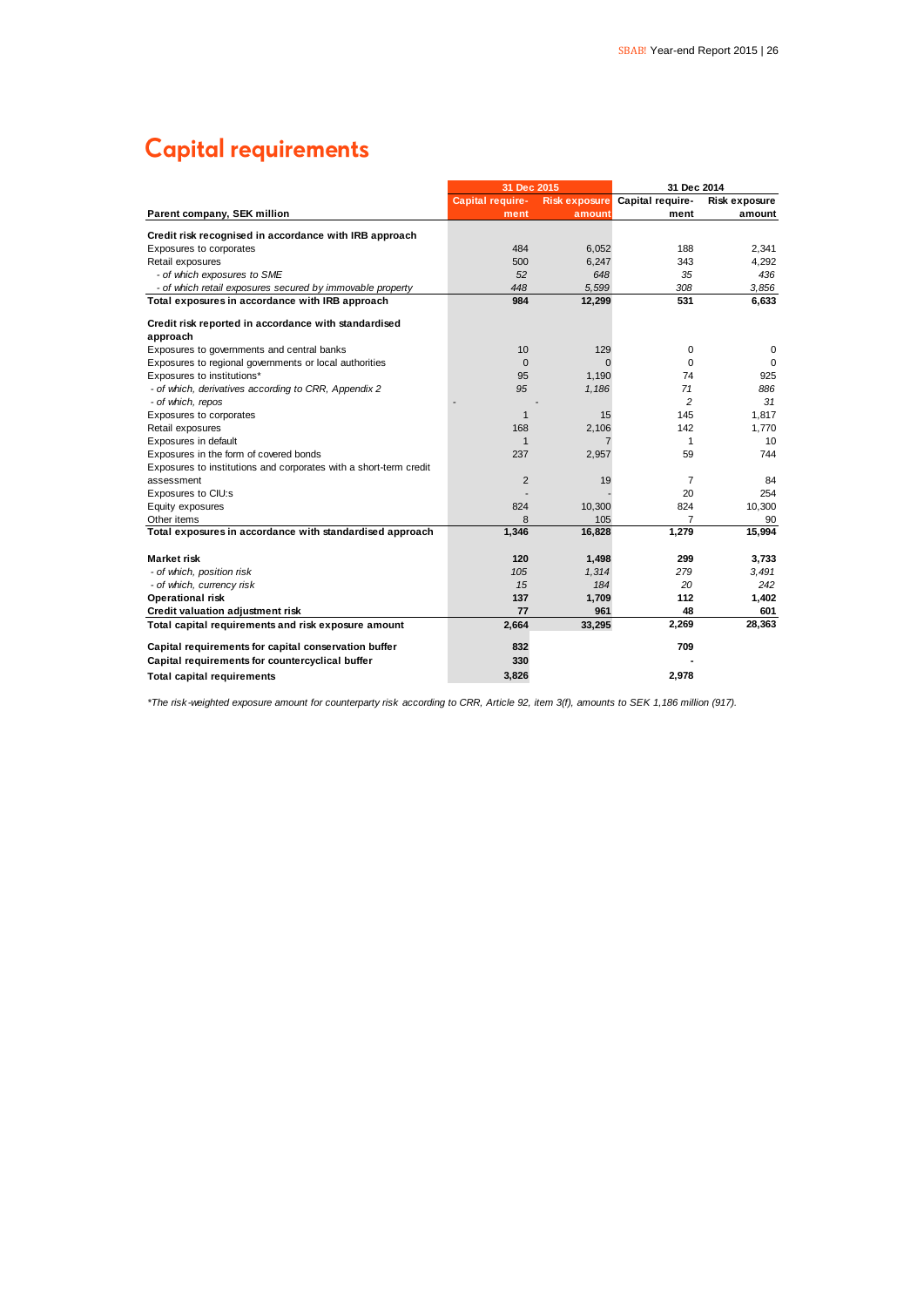# Capital requirements

| Parent company, SEK million | 31 Dec 2015 Capital requirement | 31 Dec 2015 Risk exposure amount | 31 Dec 2014 Capital requirement | 31 Dec 2014 Risk exposure amount |
|---|---|---|---|---|
| **Credit risk recognised in accordance with IRB approach** | | | | |
| Exposures to corporates | 484 | 6,052 | 188 | 2,341 |
| Retail exposures | 500 | 6,247 | 343 | 4,292 |
| *- of which exposures to SME* | *52* | *648* | *35* | *436* |
| *- of which retail exposures secured by immovable property* | *448* | *5,599* | *308* | *3,856* |
| **Total exposures in accordance with IRB approach** | **984** | **12,299** | **531** | **6,633** |
| **Credit risk reported in accordance with standardised approach** | | | | |
| Exposures to governments and central banks | 10 | 129 | 0 | 0 |
| Exposures to regional governments or local authorities | 0 | 0 | 0 | 0 |
| Exposures to institutions* | 95 | 1,190 | 74 | 925 |
| *- of which, derivatives according to CRR, Appendix 2* | *95* | *1,186* | *71* | *886* |
| *- of which, repos* | - | - | *2* | *31* |
| Exposures to corporates | 1 | 15 | 145 | 1,817 |
| Retail exposures | 168 | 2,106 | 142 | 1,770 |
| Exposures in default | 1 | 7 | 1 | 10 |
| Exposures in the form of covered bonds | 237 | 2,957 | 59 | 744 |
| Exposures to institutions and corporates with a short-term credit assessment | 2 | 19 | 7 | 84 |
| Exposures to CIU:s | - | - | 20 | 254 |
| Equity exposures | 824 | 10,300 | 824 | 10,300 |
| Other items | 8 | 105 | 7 | 90 |
| **Total exposures in accordance with standardised approach** | **1,346** | **16,828** | **1,279** | **15,994** |
| **Market risk** | **120** | **1,498** | **299** | **3,733** |
| *- of which, position risk* | *105* | *1,314* | *279* | *3,491* |
| *- of which, currency risk* | *15* | *184* | *20* | *242* |
| **Operational risk** | **137** | **1,709** | **112** | **1,402** |
| **Credit valuation adjustment risk** | **77** | **961** | **48** | **601** |
| **Total capital requirements and risk exposure amount** | **2,664** | **33,295** | **2,269** | **28,363** |
| **Capital requirements for capital conservation buffer** | **832** | | **709** | |
| **Capital requirements for countercyclical buffer** | **330** | | **-** | |
| **Total capital requirements** | **3,826** | | **2,978** | |

*\*The risk-weighted exposure amount for counterparty risk according to CRR, Article 92, item 3(f), amounts to SEK 1,186 million (917).*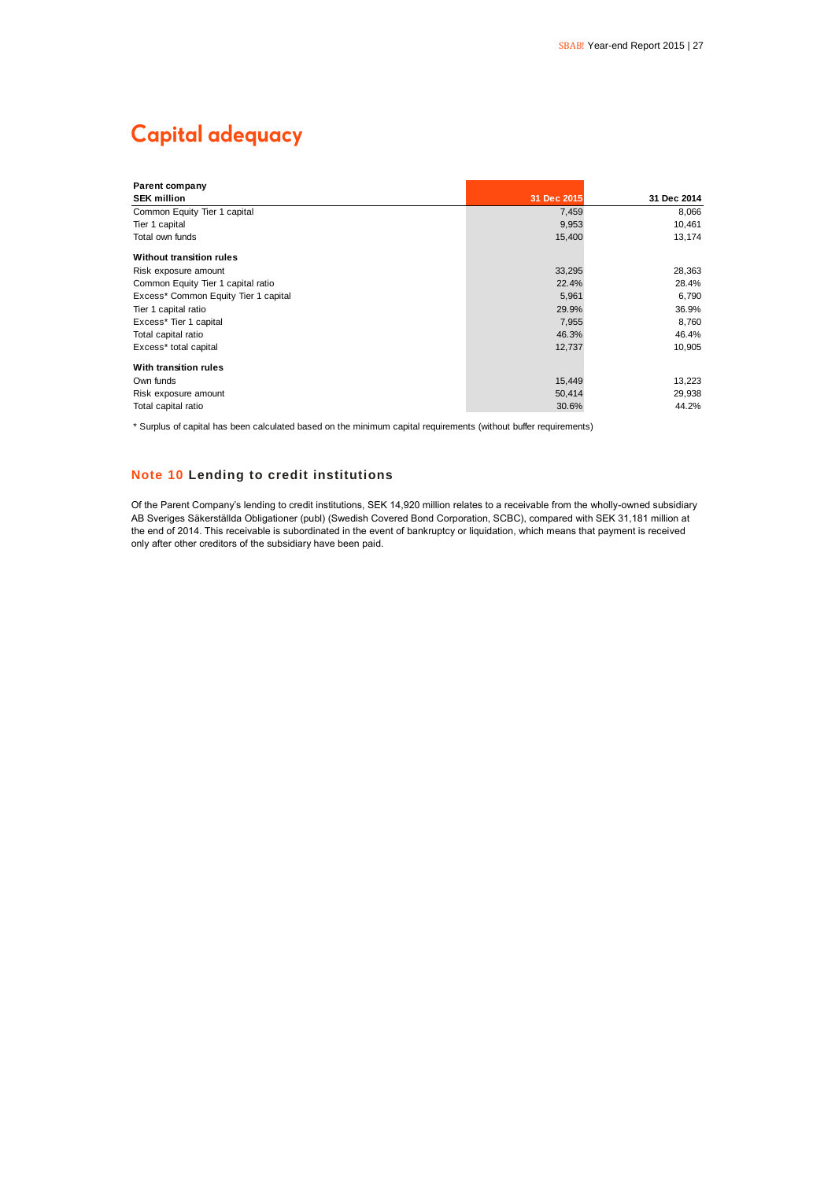# Capital adequacy

| **Parent company**<br>**SEK million** | **31 Dec 2015** | **31 Dec 2014** |
|---|---|---|
| Common Equity Tier 1 capital | 7,459 | 8,066 |
| Tier 1 capital | 9,953 | 10,461 |
| Total own funds | 15,400 | 13,174 |
| **Without transition rules** | | |
| Risk exposure amount | 33,295 | 28,363 |
| Common Equity Tier 1 capital ratio | 22.4% | 28.4% |
| Excess* Common Equity Tier 1 capital | 5,961 | 6,790 |
| Tier 1 capital ratio | 29.9% | 36.9% |
| Excess* Tier 1 capital | 7,955 | 8,760 |
| Total capital ratio | 46.3% | 46.4% |
| Excess* total capital | 12,737 | 10,905 |
| **With transition rules** | | |
| Own funds | 15,449 | 13,223 |
| Risk exposure amount | 50,414 | 29,938 |
| Total capital ratio | 30.6% | 44.2% |

* Surplus of capital has been calculated based on the minimum capital requirements (without buffer requirements)

### Note 10 Lending to credit institutions

Of the Parent Company's lending to credit institutions, SEK 14,920 million relates to a receivable from the wholly-owned subsidiary AB Sveriges Säkerställda Obligationer (publ) (Swedish Covered Bond Corporation, SCBC), compared with SEK 31,181 million at the end of 2014. This receivable is subordinated in the event of bankruptcy or liquidation, which means that payment is received only after other creditors of the subsidiary have been paid.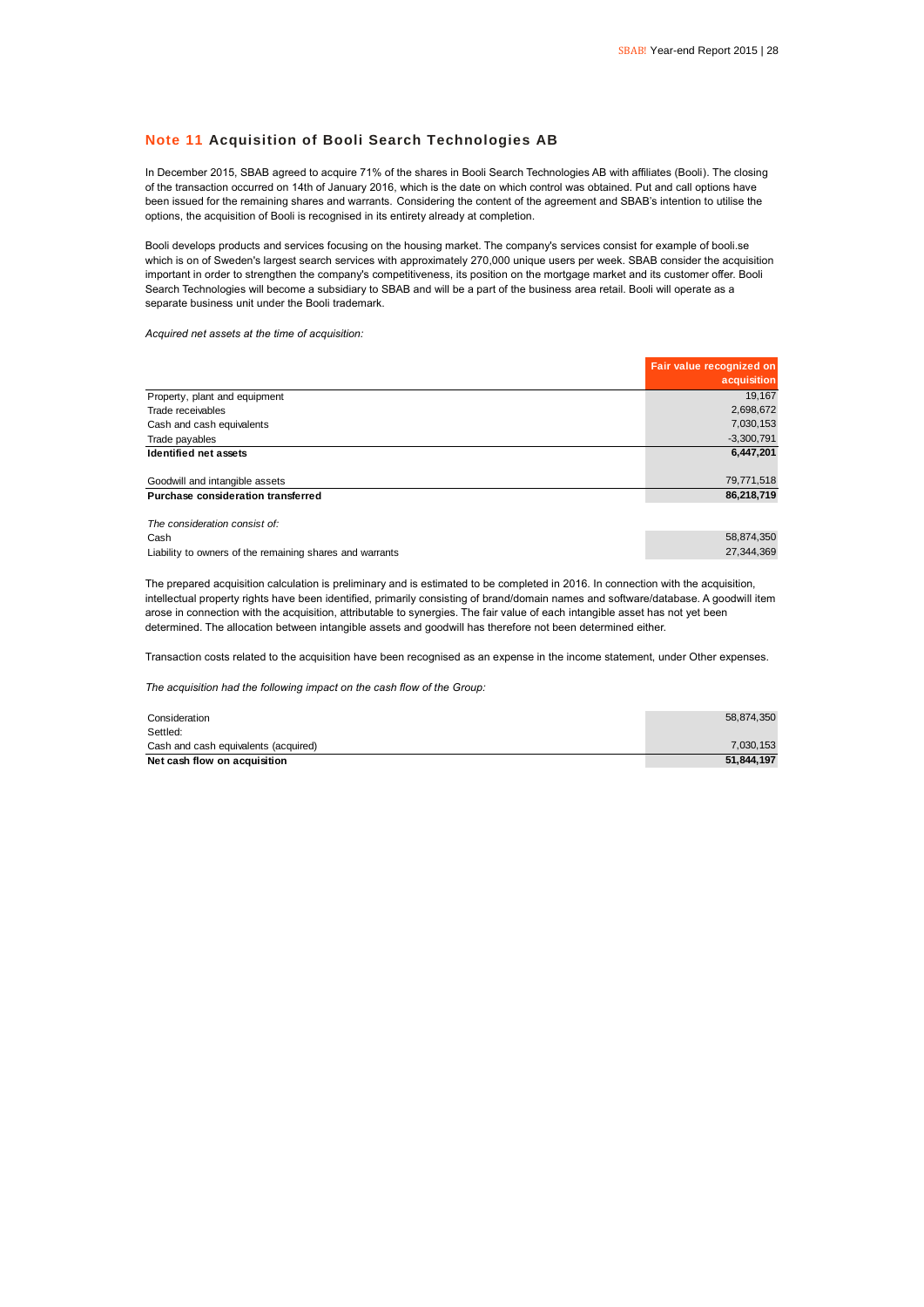## Note 11 Acquisition of Booli Search Technologies AB

In December 2015, SBAB agreed to acquire 71% of the shares in Booli Search Technologies AB with affiliates (Booli). The closing of the transaction occurred on 14th of January 2016, which is the date on which control was obtained. Put and call options have been issued for the remaining shares and warrants. Considering the content of the agreement and SBAB's intention to utilise the options, the acquisition of Booli is recognised in its entirety already at completion.

Booli develops products and services focusing on the housing market. The company's services consist for example of booli.se which is on of Sweden's largest search services with approximately 270,000 unique users per week. SBAB consider the acquisition important in order to strengthen the company's competitiveness, its position on the mortgage market and its customer offer. Booli Search Technologies will become a subsidiary to SBAB and will be a part of the business area retail. Booli will operate as a separate business unit under the Booli trademark.

*Acquired net assets at the time of acquisition:*

| | Fair value recognized on acquisition |
|---|---|
| Property, plant and equipment | 19,167 |
| Trade receivables | 2,698,672 |
| Cash and cash equivalents | 7,030,153 |
| Trade payables | -3,300,791 |
| **Identified net assets** | **6,447,201** |
| | |
| Goodwill and intangible assets | 79,771,518 |
| **Purchase consideration transferred** | **86,218,719** |
| | |
| *The consideration consist of:* | |
| Cash | 58,874,350 |
| Liability to owners of the remaining shares and warrants | 27,344,369 |

The prepared acquisition calculation is preliminary and is estimated to be completed in 2016. In connection with the acquisition, intellectual property rights have been identified, primarily consisting of brand/domain names and software/database. A goodwill item arose in connection with the acquisition, attributable to synergies. The fair value of each intangible asset has not yet been determined. The allocation between intangible assets and goodwill has therefore not been determined either.

Transaction costs related to the acquisition have been recognised as an expense in the income statement, under Other expenses.

*The acquisition had the following impact on the cash flow of the Group:*

| | |
|---|---|
| Consideration | 58,874,350 |
| Settled: | |
| Cash and cash equivalents (acquired) | 7,030,153 |
| **Net cash flow on acquisition** | **51,844,197** |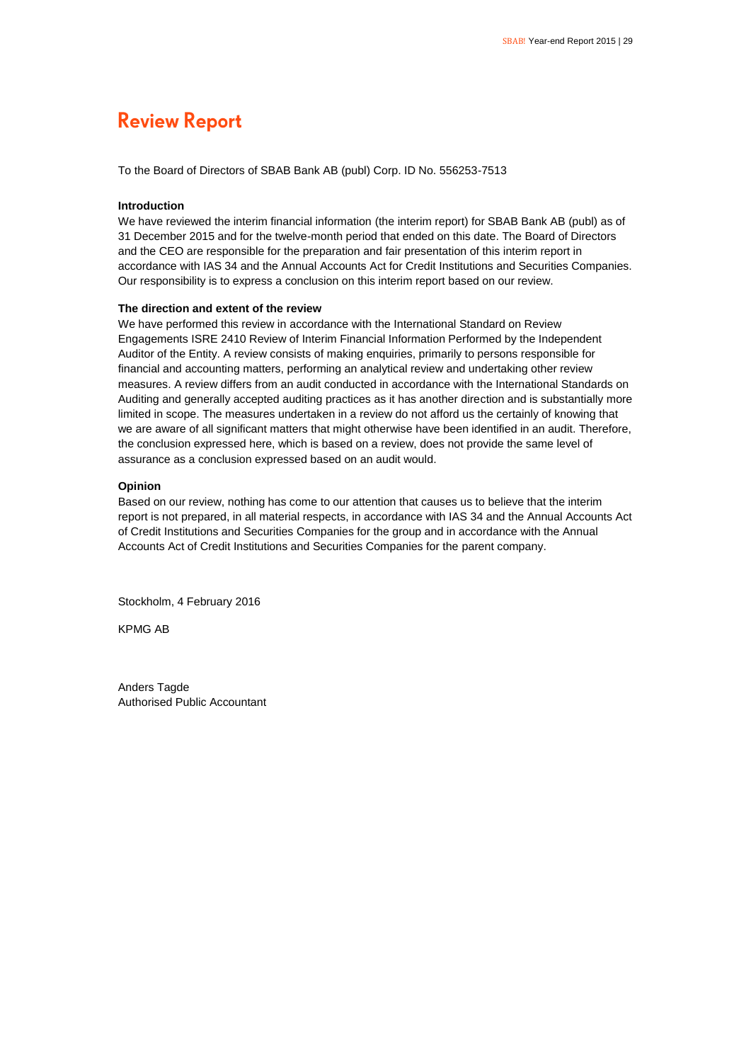# Review Report

To the Board of Directors of SBAB Bank AB (publ) Corp. ID No. 556253-7513

**Introduction**

We have reviewed the interim financial information (the interim report) for SBAB Bank AB (publ) as of 31 December 2015 and for the twelve-month period that ended on this date. The Board of Directors and the CEO are responsible for the preparation and fair presentation of this interim report in accordance with IAS 34 and the Annual Accounts Act for Credit Institutions and Securities Companies. Our responsibility is to express a conclusion on this interim report based on our review.

**The direction and extent of the review**

We have performed this review in accordance with the International Standard on Review Engagements ISRE 2410 Review of Interim Financial Information Performed by the Independent Auditor of the Entity. A review consists of making enquiries, primarily to persons responsible for financial and accounting matters, performing an analytical review and undertaking other review measures. A review differs from an audit conducted in accordance with the International Standards on Auditing and generally accepted auditing practices as it has another direction and is substantially more limited in scope. The measures undertaken in a review do not afford us the certainly of knowing that we are aware of all significant matters that might otherwise have been identified in an audit. Therefore, the conclusion expressed here, which is based on a review, does not provide the same level of assurance as a conclusion expressed based on an audit would.

**Opinion**

Based on our review, nothing has come to our attention that causes us to believe that the interim report is not prepared, in all material respects, in accordance with IAS 34 and the Annual Accounts Act of Credit Institutions and Securities Companies for the group and in accordance with the Annual Accounts Act of Credit Institutions and Securities Companies for the parent company.

Stockholm, 4 February 2016

KPMG AB

Anders Tagde
Authorised Public Accountant